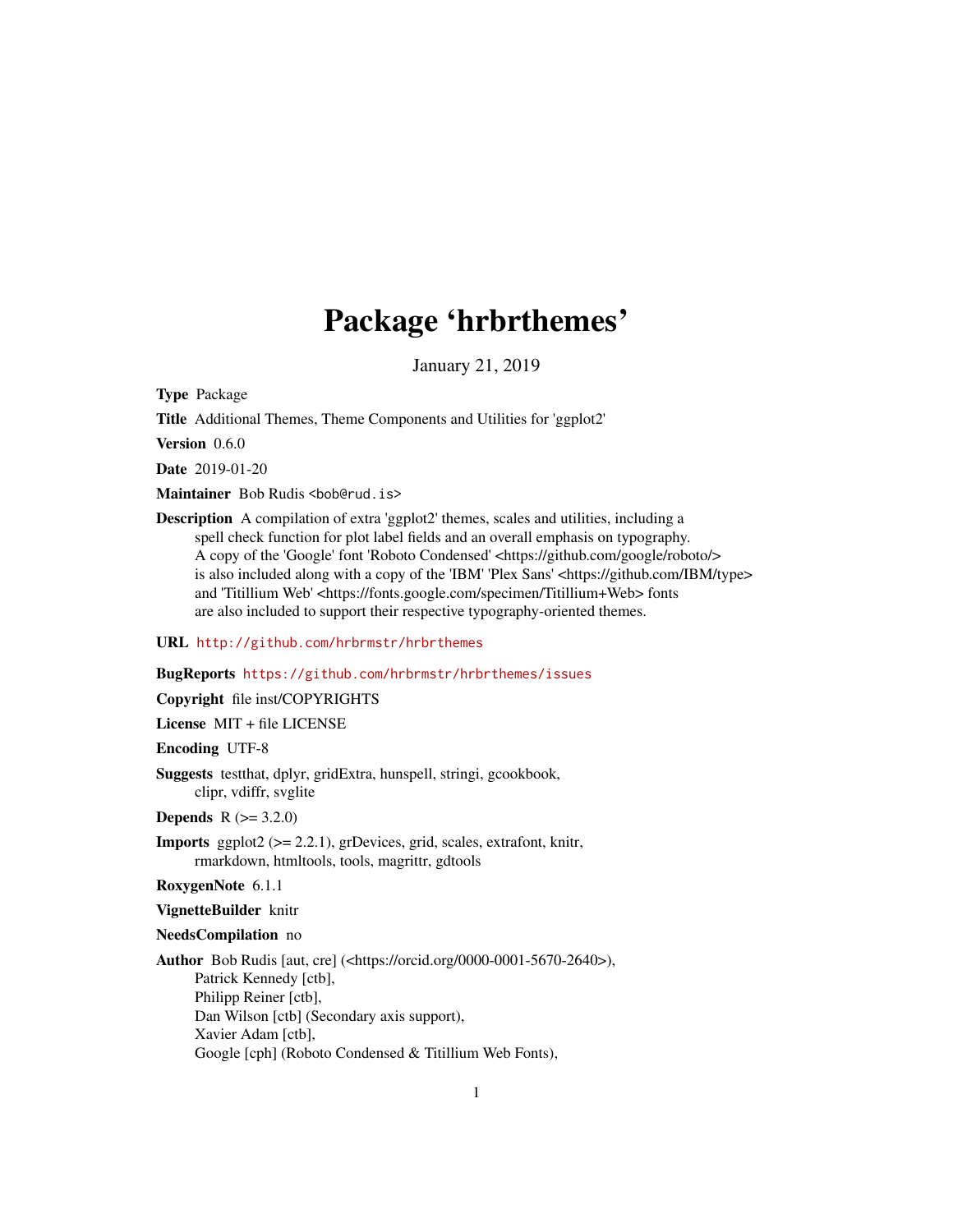# Package 'hrbrthemes'

January 21, 2019

**Type** Package

**Title** Additional Themes, Theme Components and Utilities for 'ggplot2'

**Version** 0.6.0

**Date** 2019-01-20

**Maintainer** Bob Rudis <bob@rud.is>

**Description** A compilation of extra 'ggplot2' themes, scales and utilities, including a spell check function for plot label fields and an overall emphasis on typography. A copy of the 'Google' font 'Roboto Condensed' <https://github.com/google/roboto/> is also included along with a copy of the 'IBM' 'Plex Sans' <https://github.com/IBM/type> and 'Titillium Web' <https://fonts.google.com/specimen/Titillium+Web> fonts are also included to support their respective typography-oriented themes.

**URL** http://github.com/hrbrmstr/hrbrthemes

**BugReports** https://github.com/hrbrmstr/hrbrthemes/issues

**Copyright** file inst/COPYRIGHTS

**License** MIT + file LICENSE

**Encoding** UTF-8

**Suggests** testthat, dplyr, gridExtra, hunspell, stringi, gcookbook, clipr, vdiffr, svglite

**Depends** R (>= 3.2.0)

**Imports** ggplot2 (>= 2.2.1), grDevices, grid, scales, extrafont, knitr, rmarkdown, htmltools, tools, magrittr, gdtools

**RoxygenNote** 6.1.1

**VignetteBuilder** knitr

**NeedsCompilation** no

**Author** Bob Rudis [aut, cre] (<https://orcid.org/0000-0001-5670-2640>),
Patrick Kennedy [ctb],
Philipp Reiner [ctb],
Dan Wilson [ctb] (Secondary axis support),
Xavier Adam [ctb],
Google [cph] (Roboto Condensed & Titillium Web Fonts),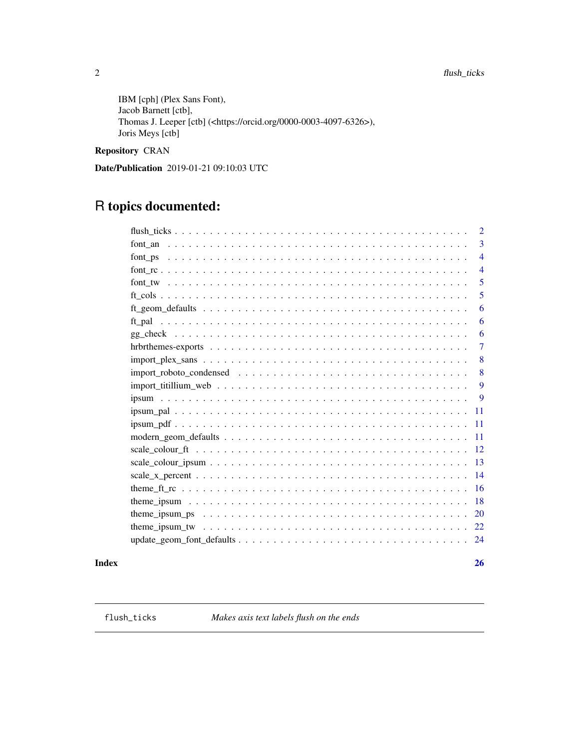IBM [cph] (Plex Sans Font),
Jacob Barnett [ctb],
Thomas J. Leeper [ctb] (<https://orcid.org/0000-0003-4097-6326>),
Joris Meys [ctb]

**Repository** CRAN

**Date/Publication** 2019-01-21 09:10:03 UTC

# R topics documented:

| | |
|---|---|
| flush_ticks | 2 |
| font_an | 3 |
| font_ps | 4 |
| font_rc | 4 |
| font_tw | 5 |
| ft_cols | 5 |
| ft_geom_defaults | 6 |
| ft_pal | 6 |
| gg_check | 6 |
| hrbrthemes-exports | 7 |
| import_plex_sans | 8 |
| import_roboto_condensed | 8 |
| import_titillium_web | 9 |
| ipsum | 9 |
| ipsum_pal | 11 |
| ipsum_pdf | 11 |
| modern_geom_defaults | 11 |
| scale_colour_ft | 12 |
| scale_colour_ipsum | 13 |
| scale_x_percent | 14 |
| theme_ft_rc | 16 |
| theme_ipsum | 18 |
| theme_ipsum_ps | 20 |
| theme_ipsum_tw | 22 |
| update_geom_font_defaults | 24 |

**Index** **26**

---

`flush_ticks` *Makes axis text labels flush on the ends*

---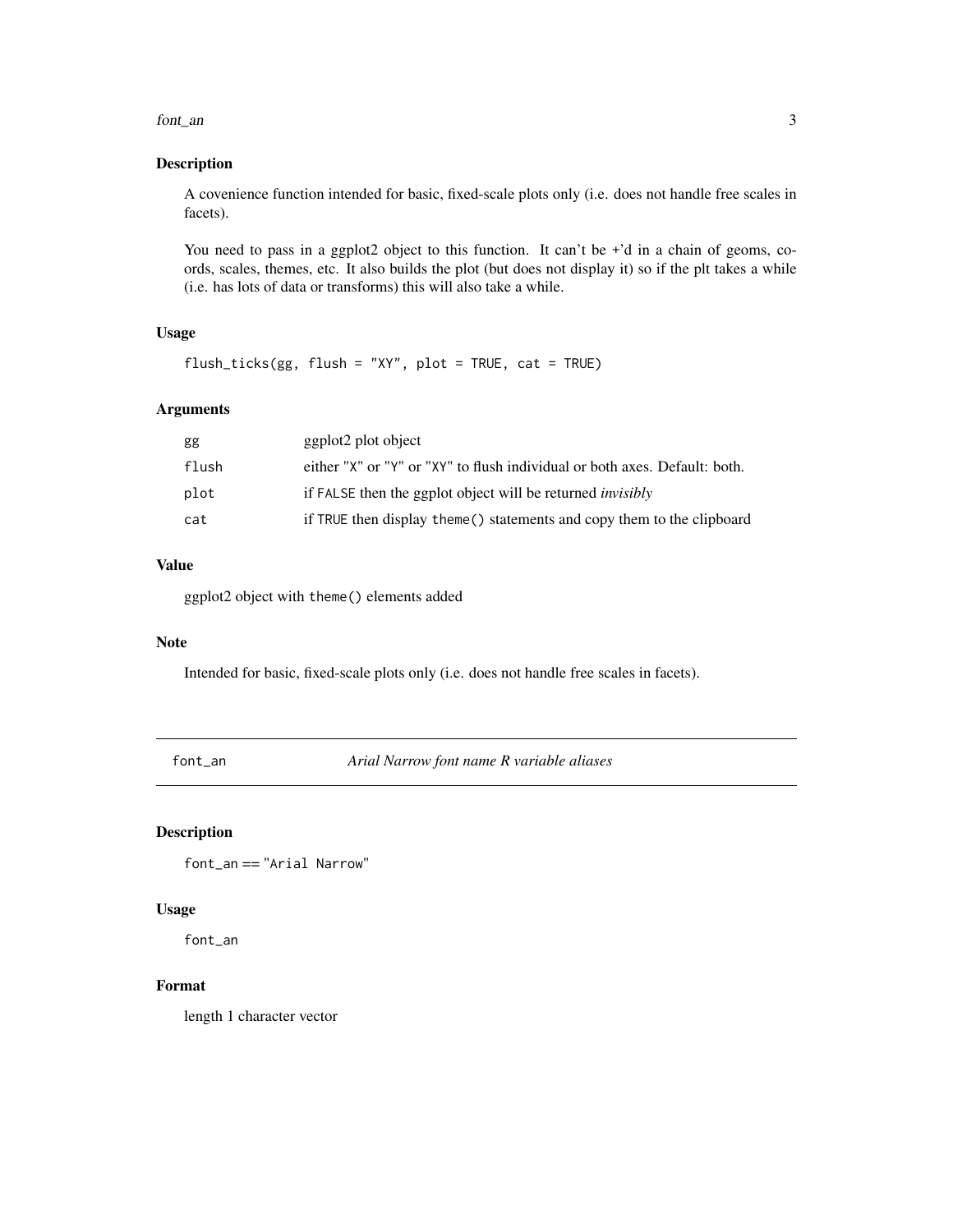## Description

A covenience function intended for basic, fixed-scale plots only (i.e. does not handle free scales in facets).

You need to pass in a ggplot2 object to this function. It can't be +'d in a chain of geoms, coords, scales, themes, etc. It also builds the plot (but does not display it) so if the plt takes a while (i.e. has lots of data or transforms) this will also take a while.

## Usage

```
flush_ticks(gg, flush = "XY", plot = TRUE, cat = TRUE)
```

## Arguments

| | |
|---|---|
| `gg` | ggplot2 plot object |
| `flush` | either `"X"` or `"Y"` or `"XY"` to flush individual or both axes. Default: both. |
| `plot` | if `FALSE` then the ggplot object will be returned *invisibly* |
| `cat` | if `TRUE` then display `theme()` statements and copy them to the clipboard |

## Value

ggplot2 object with `theme()` elements added

## Note

Intended for basic, fixed-scale plots only (i.e. does not handle free scales in facets).

---

# `font_an` *Arial Narrow font name R variable aliases*

## Description

`font_an == "Arial Narrow"`

## Usage

```
font_an
```

## Format

length 1 character vector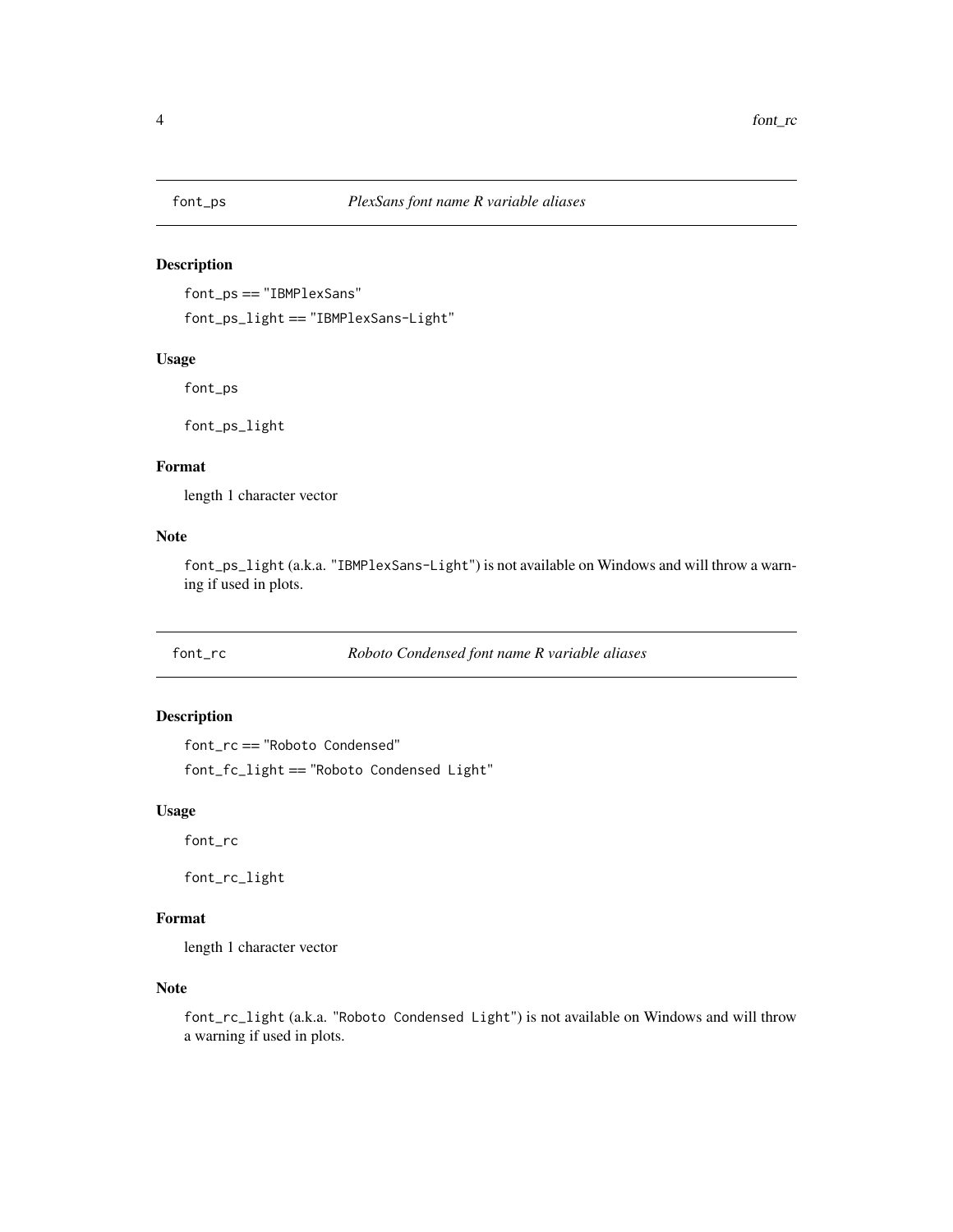## font_ps — *PlexSans font name R variable aliases*

### Description

`font_ps` == `"IBMPlexSans"`

`font_ps_light` == `"IBMPlexSans-Light"`

### Usage

```
font_ps

font_ps_light
```

### Format

length 1 character vector

### Note

`font_ps_light` (a.k.a. `"IBMPlexSans-Light"`) is not available on Windows and will throw a warning if used in plots.

## font_rc — *Roboto Condensed font name R variable aliases*

### Description

`font_rc` == `"Roboto Condensed"`

`font_fc_light` == `"Roboto Condensed Light"`

### Usage

```
font_rc

font_rc_light
```

### Format

length 1 character vector

### Note

`font_rc_light` (a.k.a. `"Roboto Condensed Light"`) is not available on Windows and will throw a warning if used in plots.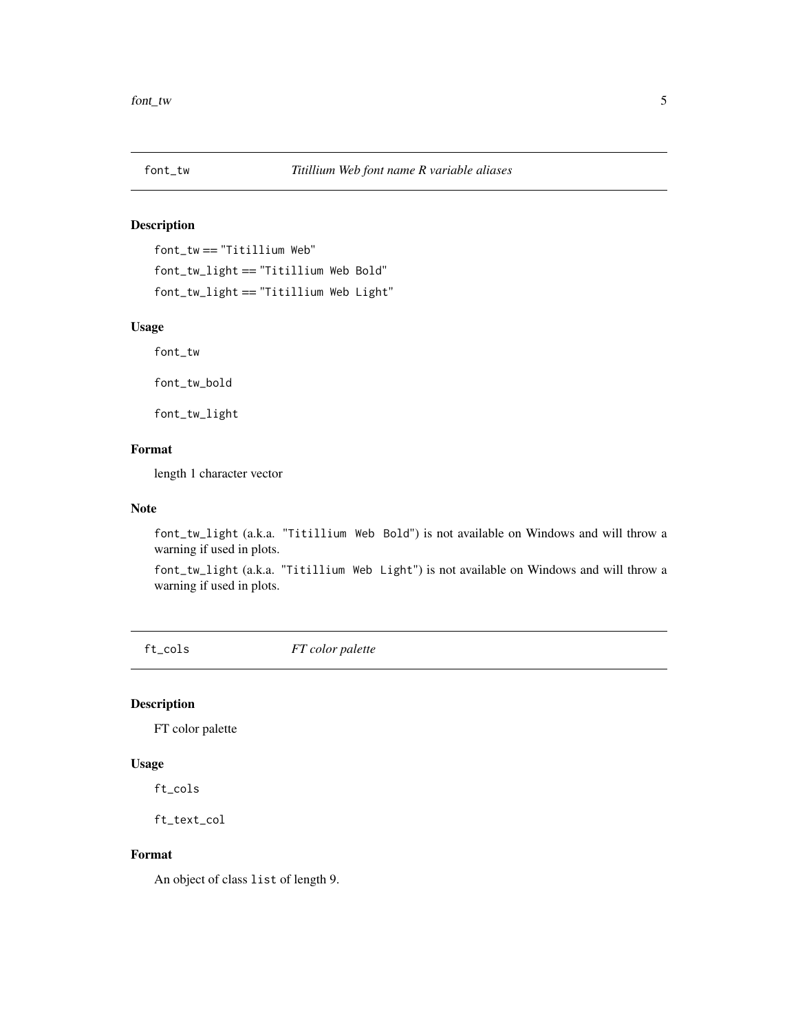## font_tw — *Titillium Web font name R variable aliases*

### Description

`font_tw` == `"Titillium Web"`

`font_tw_light` == `"Titillium Web Bold"`

`font_tw_light` == `"Titillium Web Light"`

### Usage

```
font_tw

font_tw_bold

font_tw_light
```

### Format

length 1 character vector

### Note

`font_tw_light` (a.k.a. `"Titillium Web Bold"`) is not available on Windows and will throw a warning if used in plots.

`font_tw_light` (a.k.a. `"Titillium Web Light"`) is not available on Windows and will throw a warning if used in plots.

## ft_cols — *FT color palette*

### Description

FT color palette

### Usage

```
ft_cols

ft_text_col
```

### Format

An object of class `list` of length 9.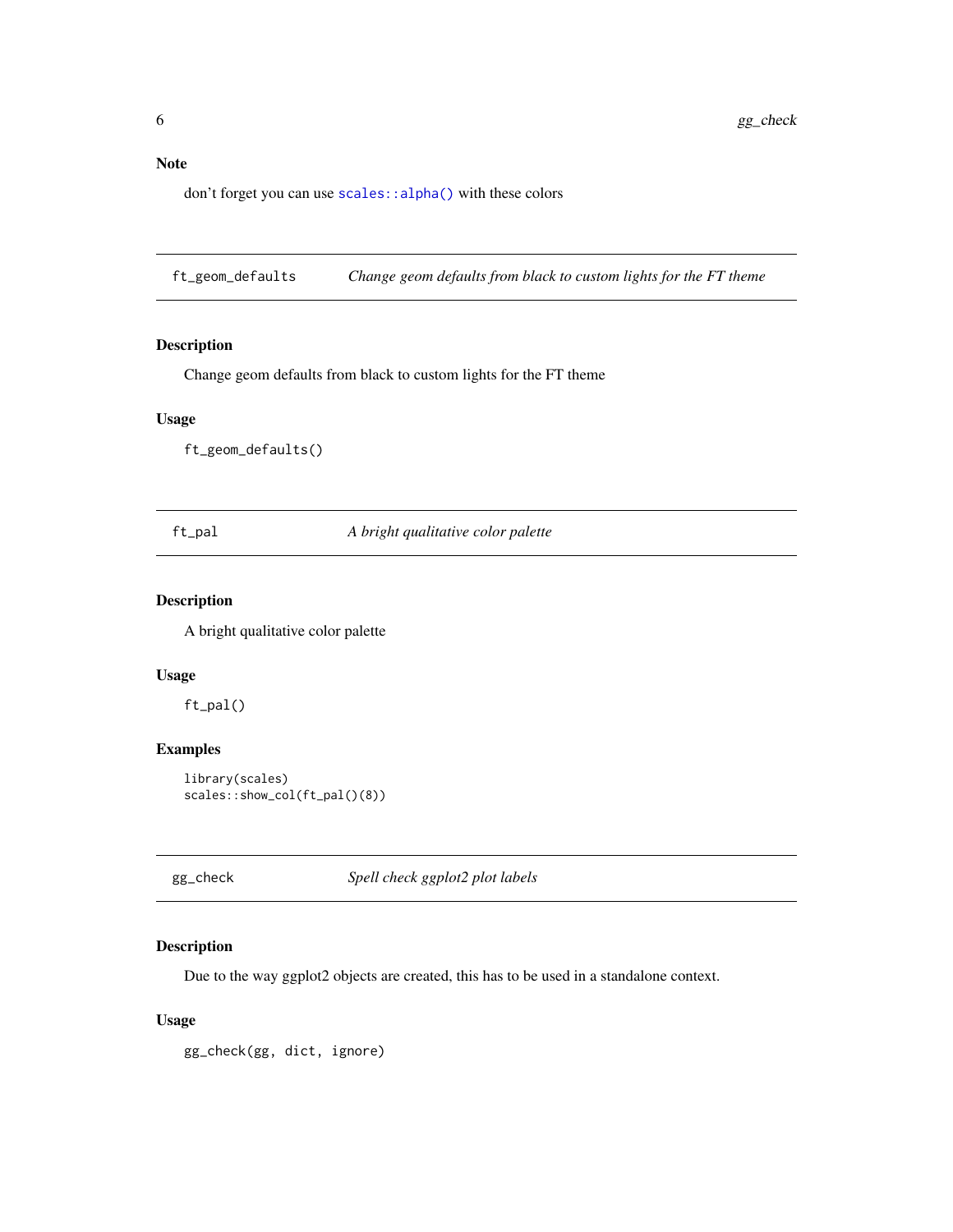### Note

don't forget you can use `scales::alpha()` with these colors

## ft_geom_defaults — *Change geom defaults from black to custom lights for the FT theme*

### Description

Change geom defaults from black to custom lights for the FT theme

### Usage

```
ft_geom_defaults()
```

## ft_pal — *A bright qualitative color palette*

### Description

A bright qualitative color palette

### Usage

```
ft_pal()
```

### Examples

```
library(scales)
scales::show_col(ft_pal()(8))
```

## gg_check — *Spell check ggplot2 plot labels*

### Description

Due to the way ggplot2 objects are created, this has to be used in a standalone context.

### Usage

```
gg_check(gg, dict, ignore)
```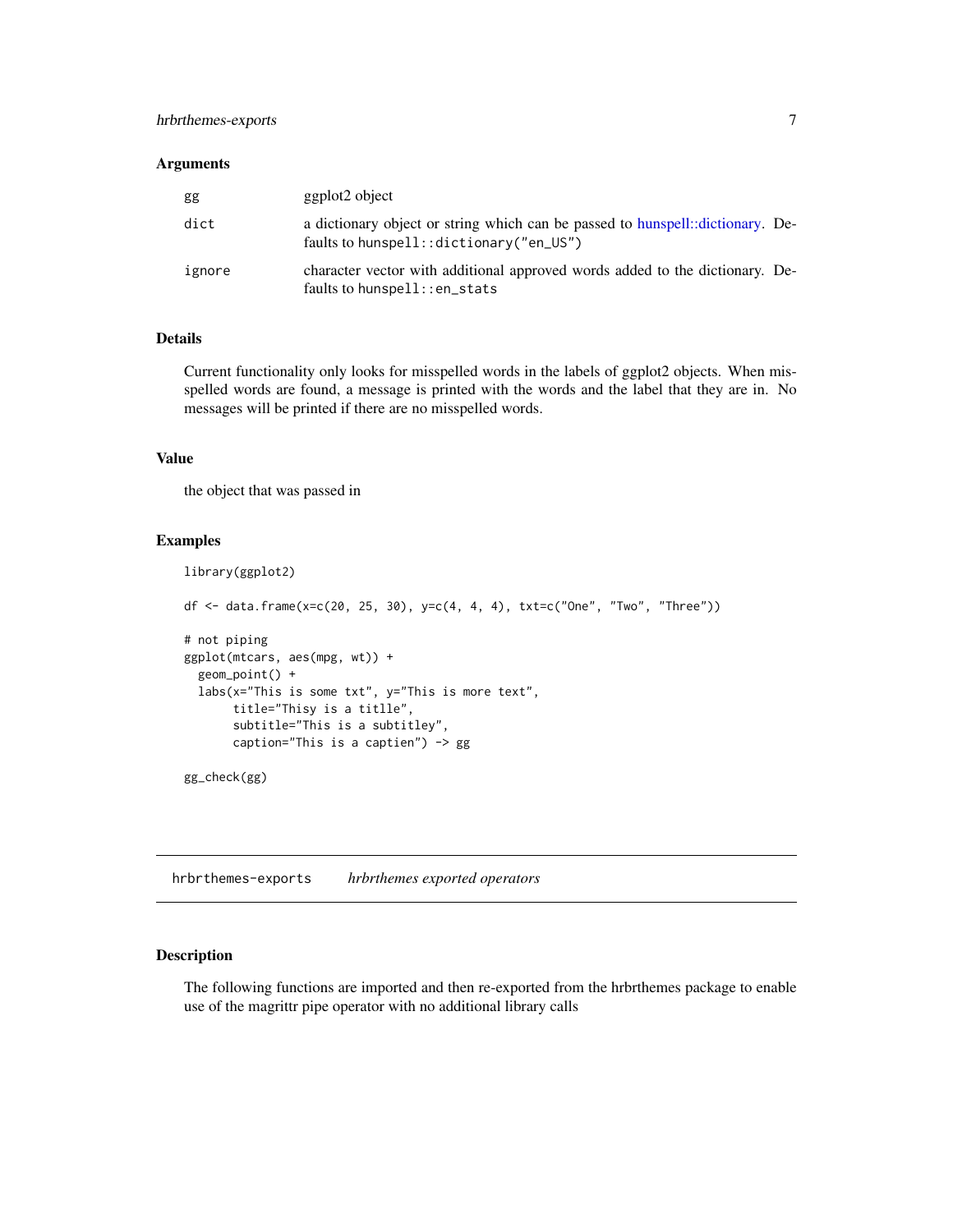### Arguments

| | |
|---|---|
| gg | ggplot2 object |
| dict | a dictionary object or string which can be passed to hunspell::dictionary. Defaults to `hunspell::dictionary("en_US")` |
| ignore | character vector with additional approved words added to the dictionary. Defaults to `hunspell::en_stats` |

### Details

Current functionality only looks for misspelled words in the labels of ggplot2 objects. When misspelled words are found, a message is printed with the words and the label that they are in. No messages will be printed if there are no misspelled words.

### Value

the object that was passed in

### Examples

```
library(ggplot2)

df <- data.frame(x=c(20, 25, 30), y=c(4, 4, 4), txt=c("One", "Two", "Three"))

# not piping
ggplot(mtcars, aes(mpg, wt)) +
  geom_point() +
  labs(x="This is some txt", y="This is more text",
       title="Thisy is a titlle",
       subtitle="This is a subtitley",
       caption="This is a captien") -> gg

gg_check(gg)
```

---

## hrbrthemes-exports &nbsp;&nbsp; *hrbrthemes exported operators*

---

### Description

The following functions are imported and then re-exported from the hrbrthemes package to enable use of the magrittr pipe operator with no additional library calls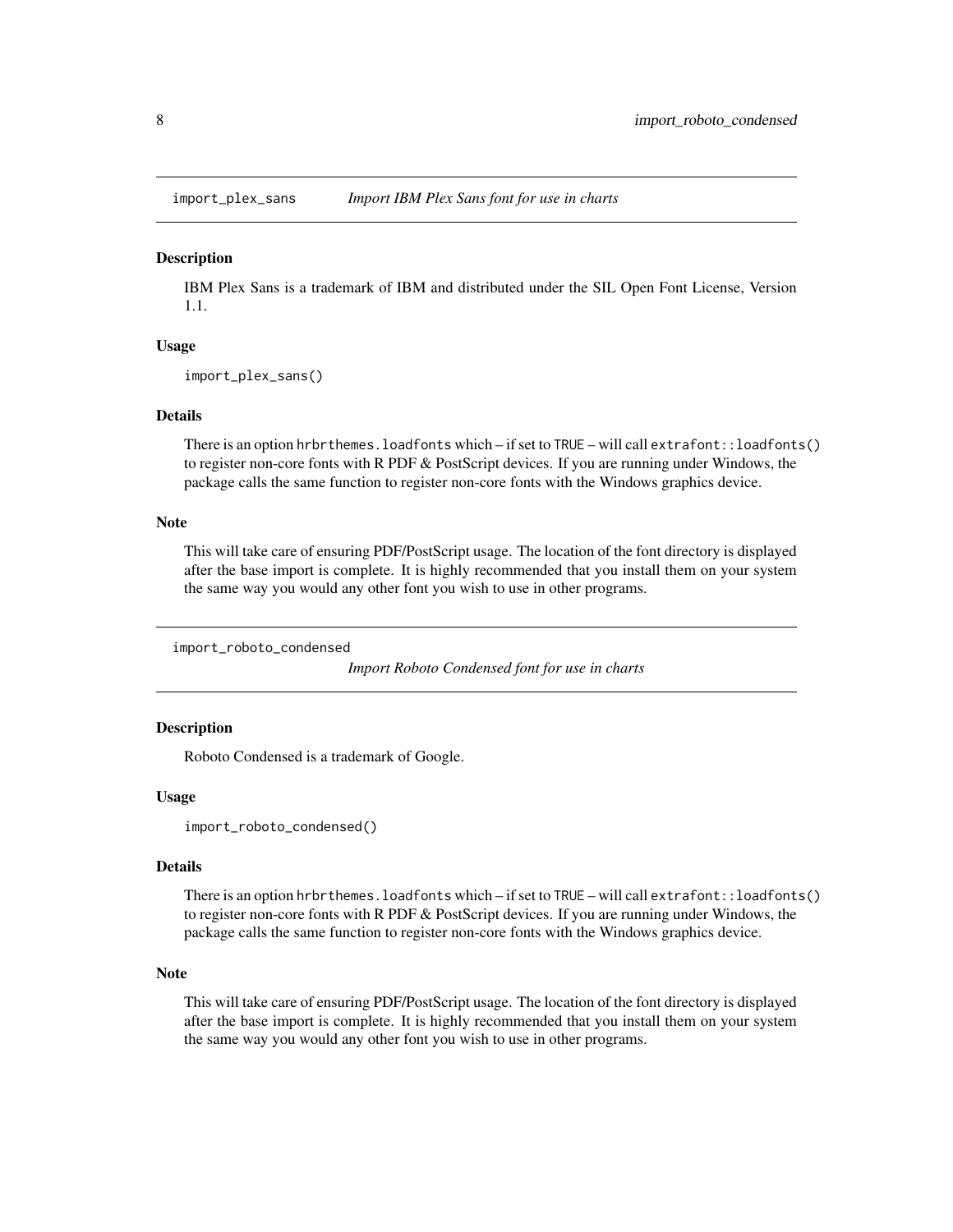## import_plex_sans — *Import IBM Plex Sans font for use in charts*

### Description

IBM Plex Sans is a trademark of IBM and distributed under the SIL Open Font License, Version 1.1.

### Usage

```
import_plex_sans()
```

### Details

There is an option `hrbrthemes.loadfonts` which – if set to `TRUE` – will call `extrafont::loadfonts()` to register non-core fonts with R PDF & PostScript devices. If you are running under Windows, the package calls the same function to register non-core fonts with the Windows graphics device.

### Note

This will take care of ensuring PDF/PostScript usage. The location of the font directory is displayed after the base import is complete. It is highly recommended that you install them on your system the same way you would any other font you wish to use in other programs.

## import_roboto_condensed — *Import Roboto Condensed font for use in charts*

### Description

Roboto Condensed is a trademark of Google.

### Usage

```
import_roboto_condensed()
```

### Details

There is an option `hrbrthemes.loadfonts` which – if set to `TRUE` – will call `extrafont::loadfonts()` to register non-core fonts with R PDF & PostScript devices. If you are running under Windows, the package calls the same function to register non-core fonts with the Windows graphics device.

### Note

This will take care of ensuring PDF/PostScript usage. The location of the font directory is displayed after the base import is complete. It is highly recommended that you install them on your system the same way you would any other font you wish to use in other programs.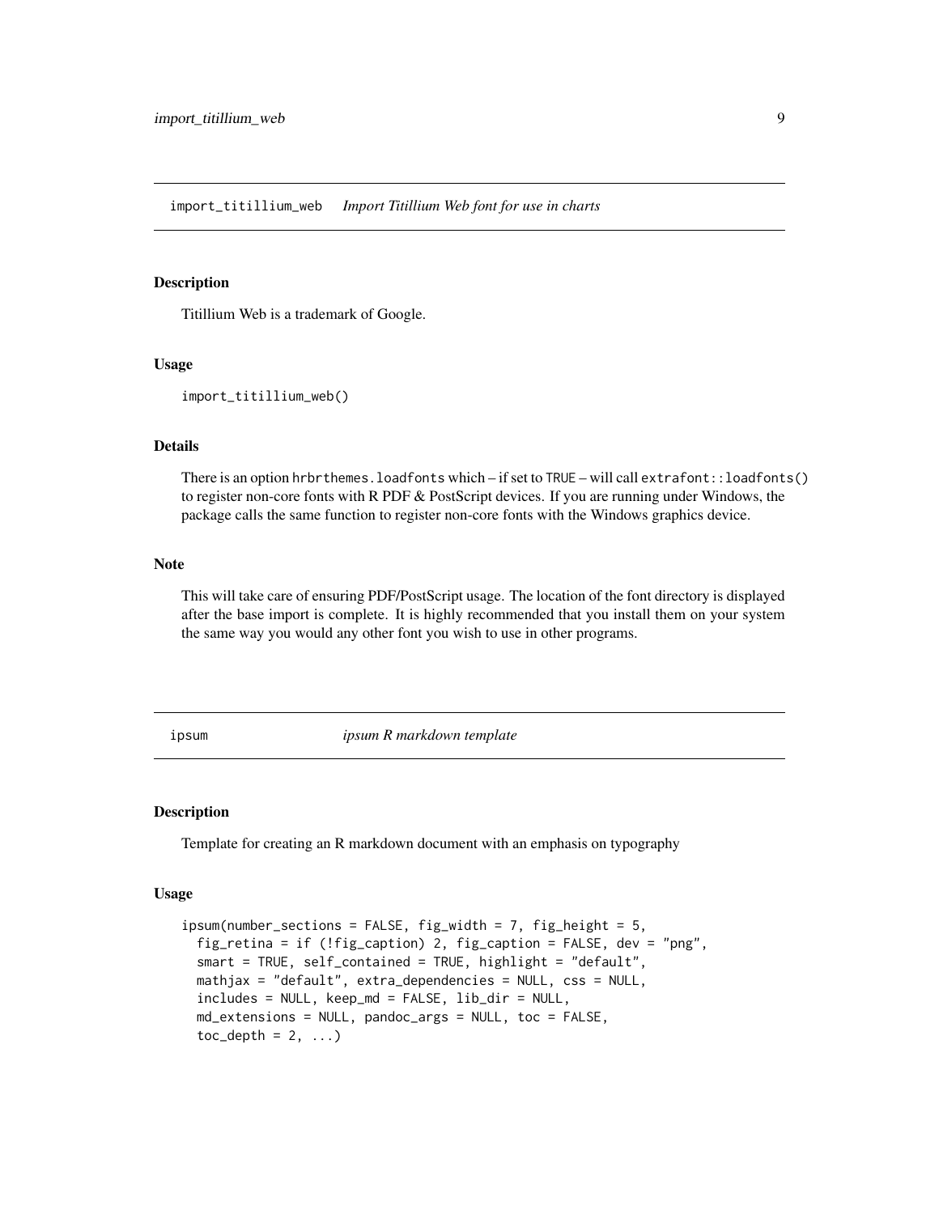## import_titillium_web — *Import Titillium Web font for use in charts*

### Description

Titillium Web is a trademark of Google.

### Usage

```
import_titillium_web()
```

### Details

There is an option `hrbrthemes.loadfonts` which – if set to `TRUE` – will call `extrafont::loadfonts()` to register non-core fonts with R PDF & PostScript devices. If you are running under Windows, the package calls the same function to register non-core fonts with the Windows graphics device.

### Note

This will take care of ensuring PDF/PostScript usage. The location of the font directory is displayed after the base import is complete. It is highly recommended that you install them on your system the same way you would any other font you wish to use in other programs.

## ipsum — *ipsum R markdown template*

### Description

Template for creating an R markdown document with an emphasis on typography

### Usage

```
ipsum(number_sections = FALSE, fig_width = 7, fig_height = 5,
  fig_retina = if (!fig_caption) 2, fig_caption = FALSE, dev = "png",
  smart = TRUE, self_contained = TRUE, highlight = "default",
  mathjax = "default", extra_dependencies = NULL, css = NULL,
  includes = NULL, keep_md = FALSE, lib_dir = NULL,
  md_extensions = NULL, pandoc_args = NULL, toc = FALSE,
  toc_depth = 2, ...)
```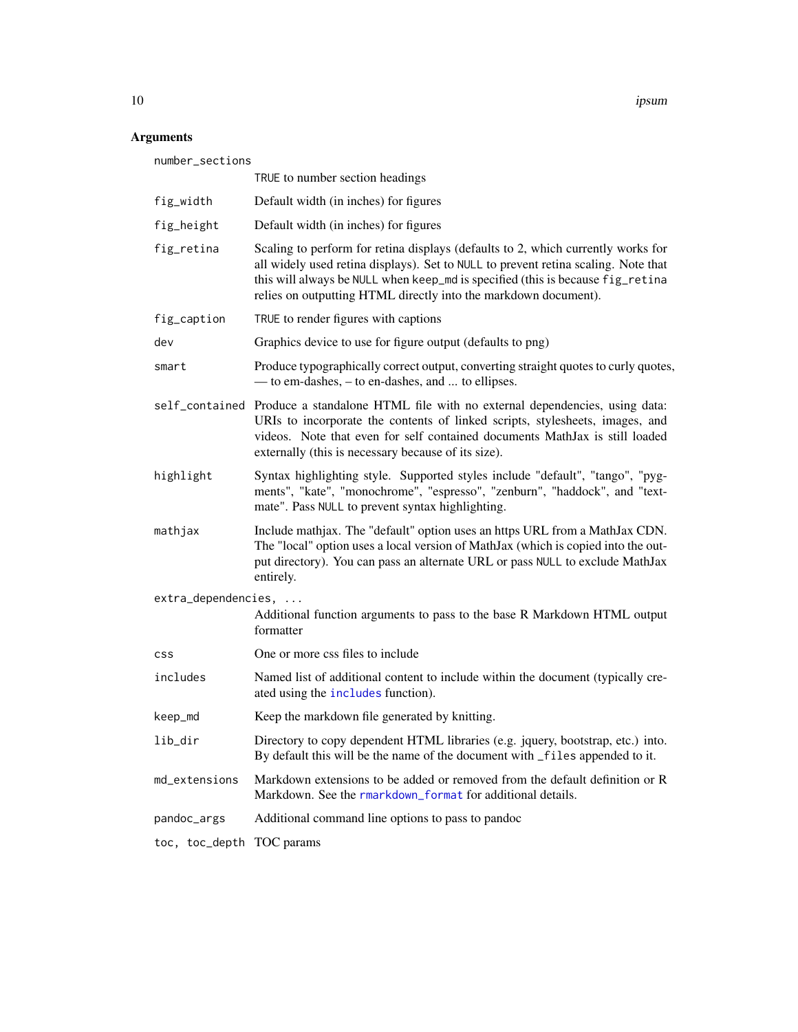## Arguments

**`number_sections`**
`TRUE` to number section headings

**`fig_width`**
Default width (in inches) for figures

**`fig_height`**
Default width (in inches) for figures

**`fig_retina`**
Scaling to perform for retina displays (defaults to 2, which currently works for all widely used retina displays). Set to `NULL` to prevent retina scaling. Note that this will always be `NULL` when `keep_md` is specified (this is because `fig_retina` relies on outputting HTML directly into the markdown document).

**`fig_caption`**
`TRUE` to render figures with captions

**`dev`**
Graphics device to use for figure output (defaults to png)

**`smart`**
Produce typographically correct output, converting straight quotes to curly quotes, — to em-dashes, – to en-dashes, and ... to ellipses.

**`self_contained`**
Produce a standalone HTML file with no external dependencies, using data: URIs to incorporate the contents of linked scripts, stylesheets, images, and videos. Note that even for self contained documents MathJax is still loaded externally (this is necessary because of its size).

**`highlight`**
Syntax highlighting style. Supported styles include "default", "tango", "pygments", "kate", "monochrome", "espresso", "zenburn", "haddock", and "textmate". Pass `NULL` to prevent syntax highlighting.

**`mathjax`**
Include mathjax. The "default" option uses an https URL from a MathJax CDN. The "local" option uses a local version of MathJax (which is copied into the output directory). You can pass an alternate URL or pass `NULL` to exclude MathJax entirely.

**`extra_dependencies, ...`**
Additional function arguments to pass to the base R Markdown HTML output formatter

**`css`**
One or more css files to include

**`includes`**
Named list of additional content to include within the document (typically created using the `includes` function).

**`keep_md`**
Keep the markdown file generated by knitting.

**`lib_dir`**
Directory to copy dependent HTML libraries (e.g. jquery, bootstrap, etc.) into. By default this will be the name of the document with `_files` appended to it.

**`md_extensions`**
Markdown extensions to be added or removed from the default definition or R Markdown. See the `rmarkdown_format` for additional details.

**`pandoc_args`**
Additional command line options to pass to pandoc

**`toc, toc_depth`**
TOC params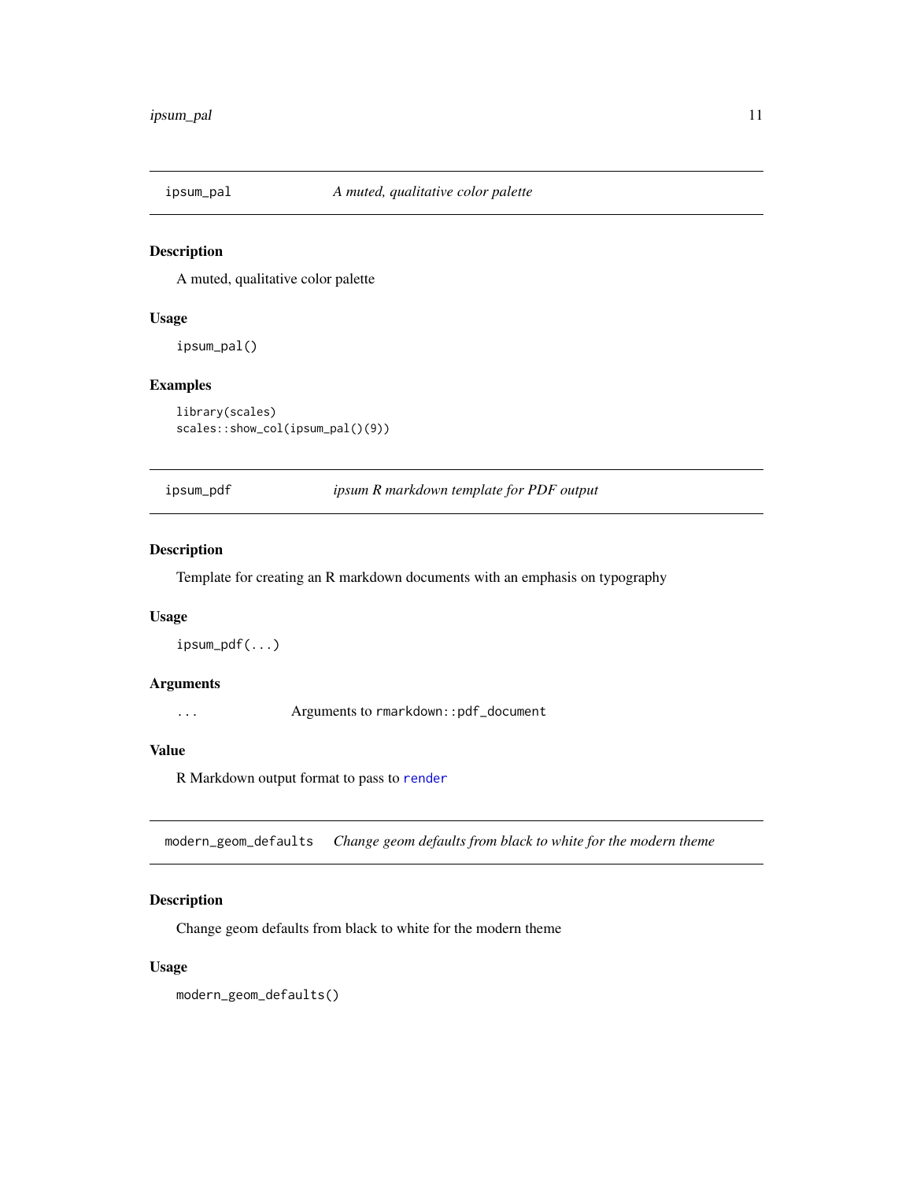## ipsum_pal — *A muted, qualitative color palette*

### Description

A muted, qualitative color palette

### Usage

```
ipsum_pal()
```

### Examples

```
library(scales)
scales::show_col(ipsum_pal()(9))
```

## ipsum_pdf — *ipsum R markdown template for PDF output*

### Description

Template for creating an R markdown documents with an emphasis on typography

### Usage

```
ipsum_pdf(...)
```

### Arguments

| | |
|---|---|
| `...` | Arguments to `rmarkdown::pdf_document` |

### Value

R Markdown output format to pass to `render`

## modern_geom_defaults — *Change geom defaults from black to white for the modern theme*

### Description

Change geom defaults from black to white for the modern theme

### Usage

```
modern_geom_defaults()
```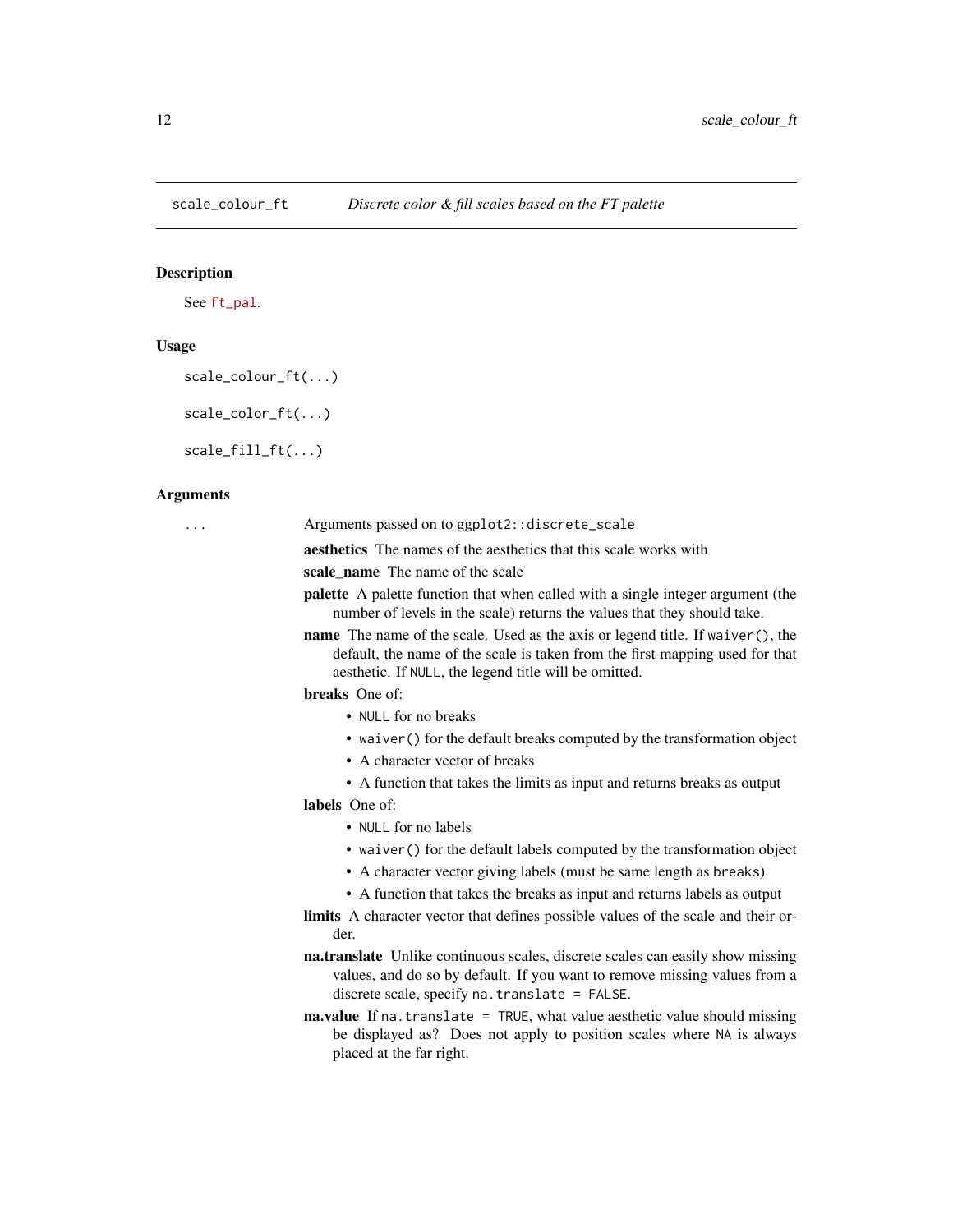## scale_colour_ft — *Discrete color & fill scales based on the FT palette*

### Description

See `ft_pal`.

### Usage

```
scale_colour_ft(...)

scale_color_ft(...)

scale_fill_ft(...)
```

### Arguments

`...` Arguments passed on to `ggplot2::discrete_scale`

- **aesthetics** The names of the aesthetics that this scale works with
- **scale_name** The name of the scale
- **palette** A palette function that when called with a single integer argument (the number of levels in the scale) returns the values that they should take.
- **name** The name of the scale. Used as the axis or legend title. If `waiver()`, the default, the name of the scale is taken from the first mapping used for that aesthetic. If `NULL`, the legend title will be omitted.
- **breaks** One of:
  - `NULL` for no breaks
  - `waiver()` for the default breaks computed by the transformation object
  - A character vector of breaks
  - A function that takes the limits as input and returns breaks as output
- **labels** One of:
  - `NULL` for no labels
  - `waiver()` for the default labels computed by the transformation object
  - A character vector giving labels (must be same length as `breaks`)
  - A function that takes the breaks as input and returns labels as output
- **limits** A character vector that defines possible values of the scale and their order.
- **na.translate** Unlike continuous scales, discrete scales can easily show missing values, and do so by default. If you want to remove missing values from a discrete scale, specify `na.translate = FALSE`.
- **na.value** If `na.translate = TRUE`, what value aesthetic value should missing be displayed as? Does not apply to position scales where `NA` is always placed at the far right.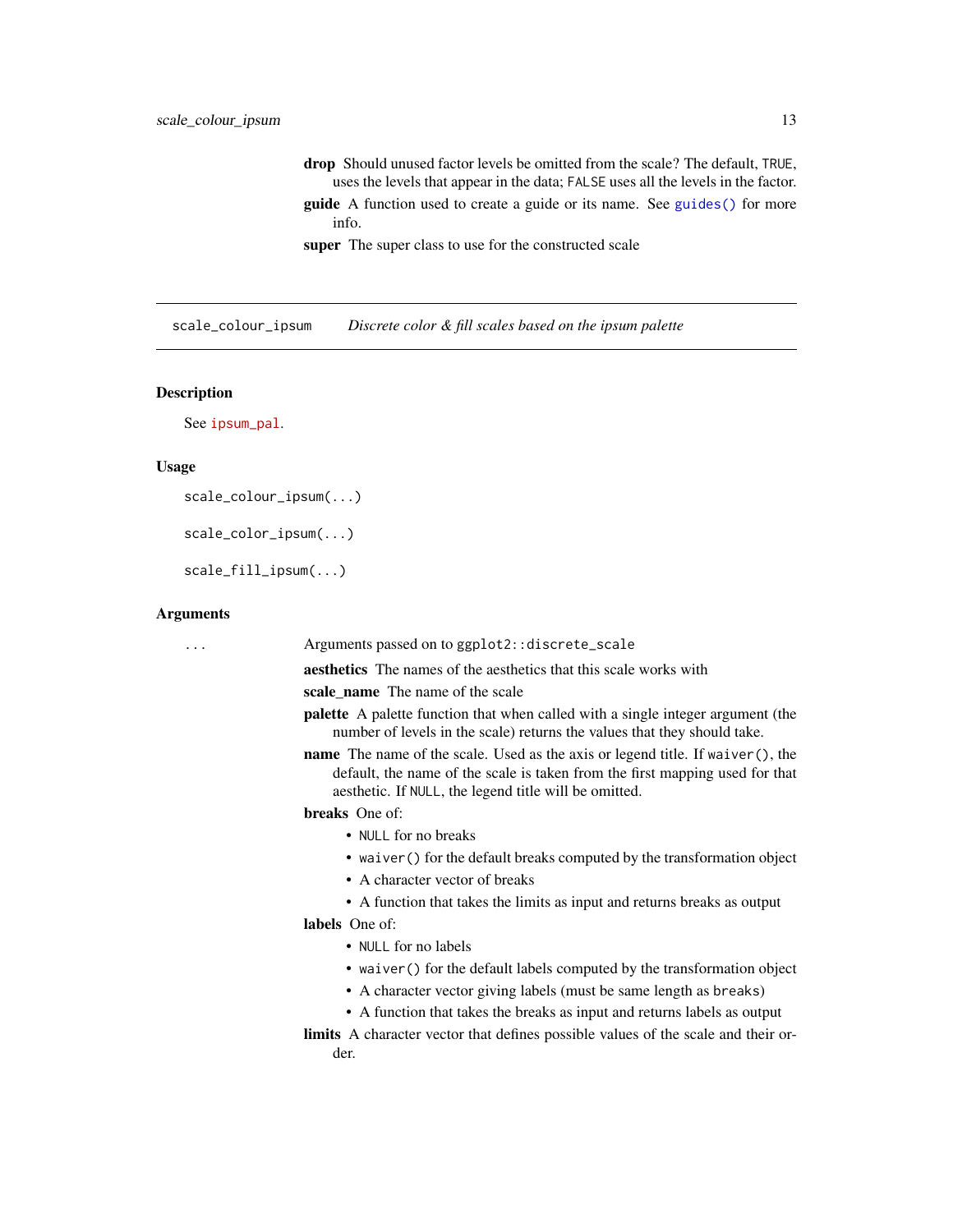**drop** Should unused factor levels be omitted from the scale? The default, `TRUE`, uses the levels that appear in the data; `FALSE` uses all the levels in the factor.

**guide** A function used to create a guide or its name. See `guides()` for more info.

**super** The super class to use for the constructed scale

---

## scale_colour_ipsum — *Discrete color & fill scales based on the ipsum palette*

### Description

See `ipsum_pal`.

### Usage

```
scale_colour_ipsum(...)

scale_color_ipsum(...)

scale_fill_ipsum(...)
```

### Arguments

`...` Arguments passed on to `ggplot2::discrete_scale`

**aesthetics** The names of the aesthetics that this scale works with

**scale_name** The name of the scale

**palette** A palette function that when called with a single integer argument (the number of levels in the scale) returns the values that they should take.

**name** The name of the scale. Used as the axis or legend title. If `waiver()`, the default, the name of the scale is taken from the first mapping used for that aesthetic. If `NULL`, the legend title will be omitted.

**breaks** One of:

- `NULL` for no breaks
- `waiver()` for the default breaks computed by the transformation object
- A character vector of breaks
- A function that takes the limits as input and returns breaks as output

**labels** One of:

- `NULL` for no labels
- `waiver()` for the default labels computed by the transformation object
- A character vector giving labels (must be same length as `breaks`)
- A function that takes the breaks as input and returns labels as output

**limits** A character vector that defines possible values of the scale and their order.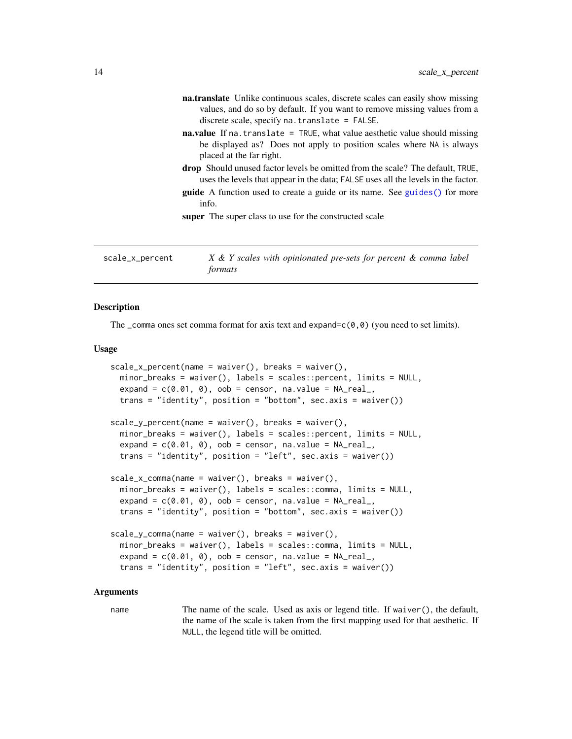**na.translate** Unlike continuous scales, discrete scales can easily show missing values, and do so by default. If you want to remove missing values from a discrete scale, specify `na.translate = FALSE`.

**na.value** If `na.translate = TRUE`, what value aesthetic value should missing be displayed as? Does not apply to position scales where `NA` is always placed at the far right.

**drop** Should unused factor levels be omitted from the scale? The default, `TRUE`, uses the levels that appear in the data; `FALSE` uses all the levels in the factor.

**guide** A function used to create a guide or its name. See `guides()` for more info.

**super** The super class to use for the constructed scale

---

## scale_x_percent — *X & Y scales with opinionated pre-sets for percent & comma label formats*

### Description

The _comma ones set comma format for axis text and `expand=c(0,0)` (you need to set limits).

### Usage

```
scale_x_percent(name = waiver(), breaks = waiver(),
  minor_breaks = waiver(), labels = scales::percent, limits = NULL,
  expand = c(0.01, 0), oob = censor, na.value = NA_real_,
  trans = "identity", position = "bottom", sec.axis = waiver())

scale_y_percent(name = waiver(), breaks = waiver(),
  minor_breaks = waiver(), labels = scales::percent, limits = NULL,
  expand = c(0.01, 0), oob = censor, na.value = NA_real_,
  trans = "identity", position = "left", sec.axis = waiver())

scale_x_comma(name = waiver(), breaks = waiver(),
  minor_breaks = waiver(), labels = scales::comma, limits = NULL,
  expand = c(0.01, 0), oob = censor, na.value = NA_real_,
  trans = "identity", position = "bottom", sec.axis = waiver())

scale_y_comma(name = waiver(), breaks = waiver(),
  minor_breaks = waiver(), labels = scales::comma, limits = NULL,
  expand = c(0.01, 0), oob = censor, na.value = NA_real_,
  trans = "identity", position = "left", sec.axis = waiver())
```

### Arguments

| | |
|---|---|
| name | The name of the scale. Used as axis or legend title. If `waiver()`, the default, the name of the scale is taken from the first mapping used for that aesthetic. If `NULL`, the legend title will be omitted. |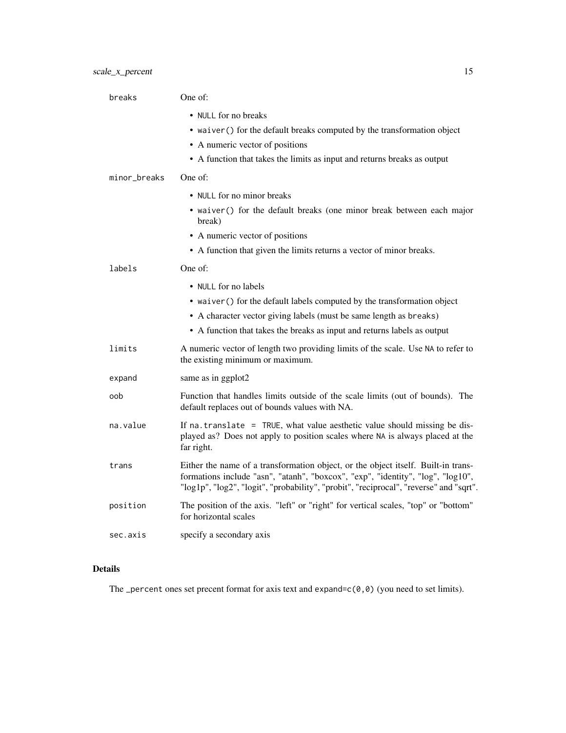| | |
|---|---|
| breaks | One of:<br>• NULL for no breaks<br>• waiver() for the default breaks computed by the transformation object<br>• A numeric vector of positions<br>• A function that takes the limits as input and returns breaks as output |
| minor_breaks | One of:<br>• NULL for no minor breaks<br>• waiver() for the default breaks (one minor break between each major break)<br>• A numeric vector of positions<br>• A function that given the limits returns a vector of minor breaks. |
| labels | One of:<br>• NULL for no labels<br>• waiver() for the default labels computed by the transformation object<br>• A character vector giving labels (must be same length as breaks)<br>• A function that takes the breaks as input and returns labels as output |
| limits | A numeric vector of length two providing limits of the scale. Use NA to refer to the existing minimum or maximum. |
| expand | same as in ggplot2 |
| oob | Function that handles limits outside of the scale limits (out of bounds). The default replaces out of bounds values with NA. |
| na.value | If na.translate = TRUE, what value aesthetic value should missing be displayed as? Does not apply to position scales where NA is always placed at the far right. |
| trans | Either the name of a transformation object, or the object itself. Built-in transformations include "asn", "atanh", "boxcox", "exp", "identity", "log", "log10", "log1p", "log2", "logit", "probability", "probit", "reciprocal", "reverse" and "sqrt". |
| position | The position of the axis. "left" or "right" for vertical scales, "top" or "bottom" for horizontal scales |
| sec.axis | specify a secondary axis |

## Details

The _percent ones set precent format for axis text and expand=c(0,0) (you need to set limits).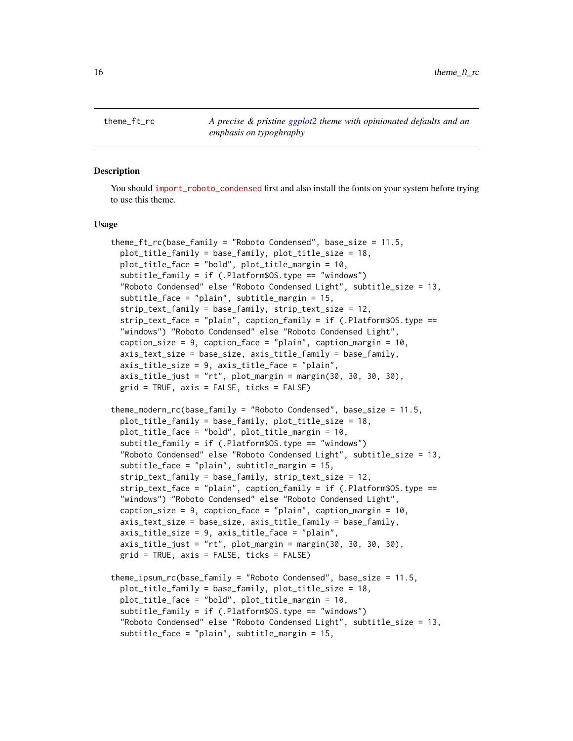theme_ft_rc — *A precise & pristine ggplot2 theme with opinionated defaults and an emphasis on typoghraphy*

## Description

You should `import_roboto_condensed` first and also install the fonts on your system before trying to use this theme.

## Usage

```
theme_ft_rc(base_family = "Roboto Condensed", base_size = 11.5,
  plot_title_family = base_family, plot_title_size = 18,
  plot_title_face = "bold", plot_title_margin = 10,
  subtitle_family = if (.Platform$OS.type == "windows")
  "Roboto Condensed" else "Roboto Condensed Light", subtitle_size = 13,
  subtitle_face = "plain", subtitle_margin = 15,
  strip_text_family = base_family, strip_text_size = 12,
  strip_text_face = "plain", caption_family = if (.Platform$OS.type ==
  "windows") "Roboto Condensed" else "Roboto Condensed Light",
  caption_size = 9, caption_face = "plain", caption_margin = 10,
  axis_text_size = base_size, axis_title_family = base_family,
  axis_title_size = 9, axis_title_face = "plain",
  axis_title_just = "rt", plot_margin = margin(30, 30, 30, 30),
  grid = TRUE, axis = FALSE, ticks = FALSE)

theme_modern_rc(base_family = "Roboto Condensed", base_size = 11.5,
  plot_title_family = base_family, plot_title_size = 18,
  plot_title_face = "bold", plot_title_margin = 10,
  subtitle_family = if (.Platform$OS.type == "windows")
  "Roboto Condensed" else "Roboto Condensed Light", subtitle_size = 13,
  subtitle_face = "plain", subtitle_margin = 15,
  strip_text_family = base_family, strip_text_size = 12,
  strip_text_face = "plain", caption_family = if (.Platform$OS.type ==
  "windows") "Roboto Condensed" else "Roboto Condensed Light",
  caption_size = 9, caption_face = "plain", caption_margin = 10,
  axis_text_size = base_size, axis_title_family = base_family,
  axis_title_size = 9, axis_title_face = "plain",
  axis_title_just = "rt", plot_margin = margin(30, 30, 30, 30),
  grid = TRUE, axis = FALSE, ticks = FALSE)

theme_ipsum_rc(base_family = "Roboto Condensed", base_size = 11.5,
  plot_title_family = base_family, plot_title_size = 18,
  plot_title_face = "bold", plot_title_margin = 10,
  subtitle_family = if (.Platform$OS.type == "windows")
  "Roboto Condensed" else "Roboto Condensed Light", subtitle_size = 13,
  subtitle_face = "plain", subtitle_margin = 15,
```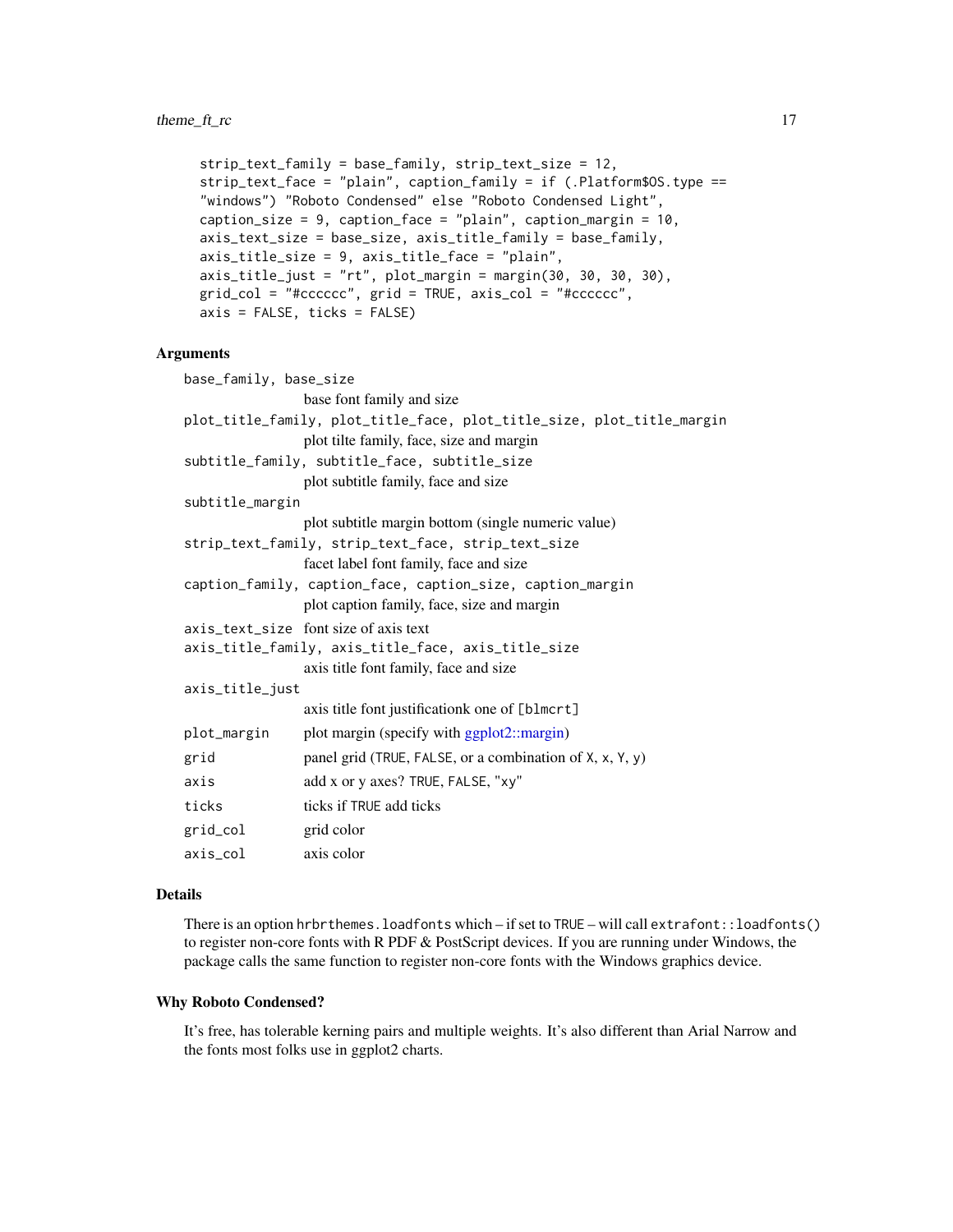```
strip_text_family = base_family, strip_text_size = 12,
strip_text_face = "plain", caption_family = if (.Platform$OS.type ==
"windows") "Roboto Condensed" else "Roboto Condensed Light",
caption_size = 9, caption_face = "plain", caption_margin = 10,
axis_text_size = base_size, axis_title_family = base_family,
axis_title_size = 9, axis_title_face = "plain",
axis_title_just = "rt", plot_margin = margin(30, 30, 30, 30),
grid_col = "#cccccc", grid = TRUE, axis_col = "#cccccc",
axis = FALSE, ticks = FALSE)
```

### Arguments

`base_family, base_size`
: base font family and size

`plot_title_family, plot_title_face, plot_title_size, plot_title_margin`
: plot tilte family, face, size and margin

`subtitle_family, subtitle_face, subtitle_size`
: plot subtitle family, face and size

`subtitle_margin`
: plot subtitle margin bottom (single numeric value)

`strip_text_family, strip_text_face, strip_text_size`
: facet label font family, face and size

`caption_family, caption_face, caption_size, caption_margin`
: plot caption family, face, size and margin

`axis_text_size`
: font size of axis text

`axis_title_family, axis_title_face, axis_title_size`
: axis title font family, face and size

`axis_title_just`
: axis title font justificationk one of `[blmcrt]`

`plot_margin`
: plot margin (specify with ggplot2::margin)

`grid`
: panel grid (`TRUE`, `FALSE`, or a combination of `X`, `x`, `Y`, `y`)

`axis`
: add x or y axes? `TRUE`, `FALSE`, `"xy"`

`ticks`
: ticks if `TRUE` add ticks

`grid_col`
: grid color

`axis_col`
: axis color

### Details

There is an option `hrbrthemes.loadfonts` which – if set to `TRUE` – will call `extrafont::loadfonts()` to register non-core fonts with R PDF & PostScript devices. If you are running under Windows, the package calls the same function to register non-core fonts with the Windows graphics device.

### Why Roboto Condensed?

It's free, has tolerable kerning pairs and multiple weights. It's also different than Arial Narrow and the fonts most folks use in ggplot2 charts.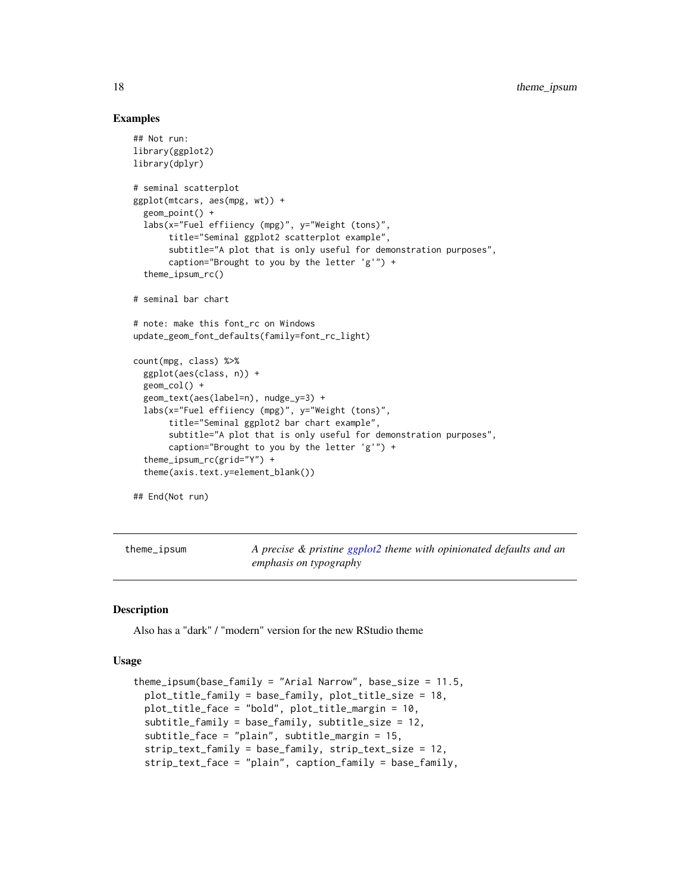## Examples

```
## Not run:
library(ggplot2)
library(dplyr)

# seminal scatterplot
ggplot(mtcars, aes(mpg, wt)) +
  geom_point() +
  labs(x="Fuel effiiency (mpg)", y="Weight (tons)",
       title="Seminal ggplot2 scatterplot example",
       subtitle="A plot that is only useful for demonstration purposes",
       caption="Brought to you by the letter 'g'") +
  theme_ipsum_rc()

# seminal bar chart

# note: make this font_rc on Windows
update_geom_font_defaults(family=font_rc_light)

count(mpg, class) %>%
  ggplot(aes(class, n)) +
  geom_col() +
  geom_text(aes(label=n), nudge_y=3) +
  labs(x="Fuel effiiency (mpg)", y="Weight (tons)",
       title="Seminal ggplot2 bar chart example",
       subtitle="A plot that is only useful for demonstration purposes",
       caption="Brought to you by the letter 'g'") +
  theme_ipsum_rc(grid="Y") +
  theme(axis.text.y=element_blank())

## End(Not run)
```

---

`theme_ipsum` — *A precise & pristine ggplot2 theme with opinionated defaults and an emphasis on typography*

---

## Description

Also has a "dark" / "modern" version for the new RStudio theme

## Usage

```
theme_ipsum(base_family = "Arial Narrow", base_size = 11.5,
  plot_title_family = base_family, plot_title_size = 18,
  plot_title_face = "bold", plot_title_margin = 10,
  subtitle_family = base_family, subtitle_size = 12,
  subtitle_face = "plain", subtitle_margin = 15,
  strip_text_family = base_family, strip_text_size = 12,
  strip_text_face = "plain", caption_family = base_family,
```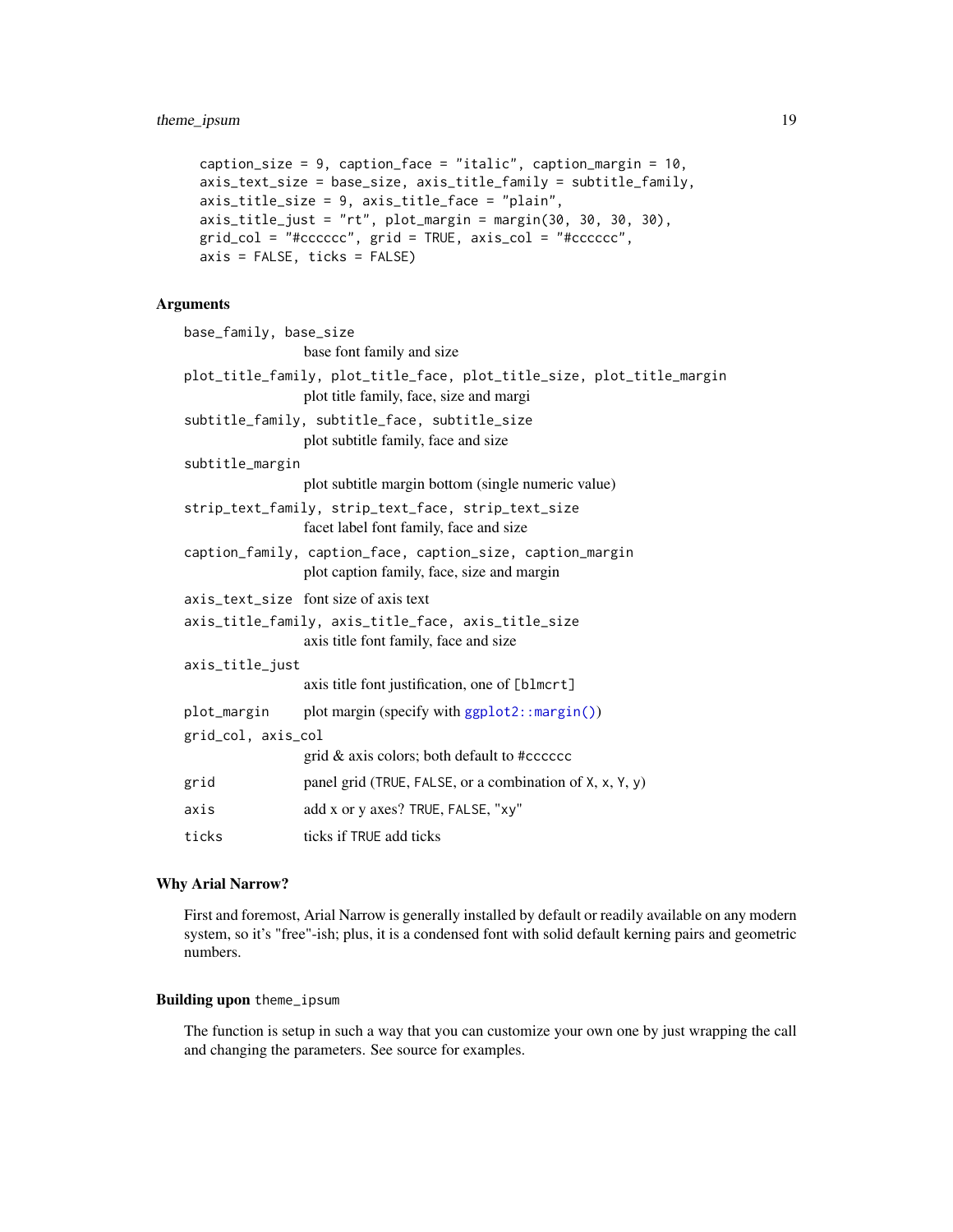```
  caption_size = 9, caption_face = "italic", caption_margin = 10,
  axis_text_size = base_size, axis_title_family = subtitle_family,
  axis_title_size = 9, axis_title_face = "plain",
  axis_title_just = "rt", plot_margin = margin(30, 30, 30, 30),
  grid_col = "#cccccc", grid = TRUE, axis_col = "#cccccc",
  axis = FALSE, ticks = FALSE)
```

### Arguments

`base_family, base_size`
: base font family and size

`plot_title_family, plot_title_face, plot_title_size, plot_title_margin`
: plot title family, face, size and margi

`subtitle_family, subtitle_face, subtitle_size`
: plot subtitle family, face and size

`subtitle_margin`
: plot subtitle margin bottom (single numeric value)

`strip_text_family, strip_text_face, strip_text_size`
: facet label font family, face and size

`caption_family, caption_face, caption_size, caption_margin`
: plot caption family, face, size and margin

`axis_text_size`
: font size of axis text

`axis_title_family, axis_title_face, axis_title_size`
: axis title font family, face and size

`axis_title_just`
: axis title font justification, one of `[blmcrt]`

`plot_margin`
: plot margin (specify with `ggplot2::margin()`)

`grid_col, axis_col`
: grid & axis colors; both default to `#cccccc`

`grid`
: panel grid (`TRUE`, `FALSE`, or a combination of `X`, `x`, `Y`, `y`)

`axis`
: add x or y axes? `TRUE`, `FALSE`, `"xy"`

`ticks`
: ticks if `TRUE` add ticks

### Why Arial Narrow?

First and foremost, Arial Narrow is generally installed by default or readily available on any modern system, so it's "free"-ish; plus, it is a condensed font with solid default kerning pairs and geometric numbers.

### Building upon `theme_ipsum`

The function is setup in such a way that you can customize your own one by just wrapping the call and changing the parameters. See source for examples.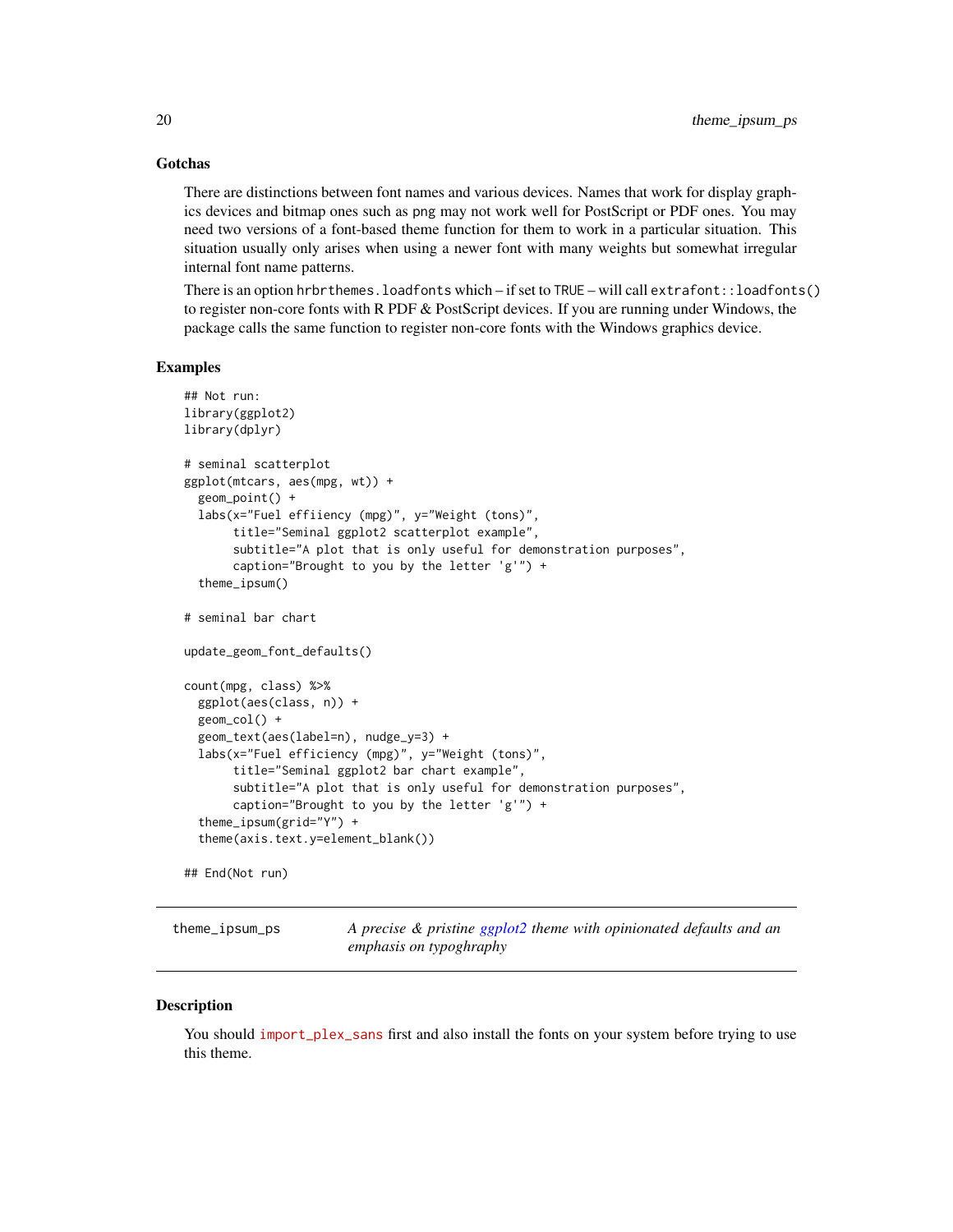### Gotchas

There are distinctions between font names and various devices. Names that work for display graphics devices and bitmap ones such as png may not work well for PostScript or PDF ones. You may need two versions of a font-based theme function for them to work in a particular situation. This situation usually only arises when using a newer font with many weights but somewhat irregular internal font name patterns.

There is an option `hrbrthemes.loadfonts` which – if set to `TRUE` – will call `extrafont::loadfonts()` to register non-core fonts with R PDF & PostScript devices. If you are running under Windows, the package calls the same function to register non-core fonts with the Windows graphics device.

### Examples

```
## Not run:
library(ggplot2)
library(dplyr)

# seminal scatterplot
ggplot(mtcars, aes(mpg, wt)) +
  geom_point() +
  labs(x="Fuel effiiency (mpg)", y="Weight (tons)",
       title="Seminal ggplot2 scatterplot example",
       subtitle="A plot that is only useful for demonstration purposes",
       caption="Brought to you by the letter 'g'") +
  theme_ipsum()

# seminal bar chart

update_geom_font_defaults()

count(mpg, class) %>%
  ggplot(aes(class, n)) +
  geom_col() +
  geom_text(aes(label=n), nudge_y=3) +
  labs(x="Fuel efficiency (mpg)", y="Weight (tons)",
       title="Seminal ggplot2 bar chart example",
       subtitle="A plot that is only useful for demonstration purposes",
       caption="Brought to you by the letter 'g'") +
  theme_ipsum(grid="Y") +
  theme(axis.text.y=element_blank())

## End(Not run)
```

---

## theme_ipsum_ps

*A precise & pristine ggplot2 theme with opinionated defaults and an emphasis on typoghraphy*

### Description

You should `import_plex_sans` first and also install the fonts on your system before trying to use this theme.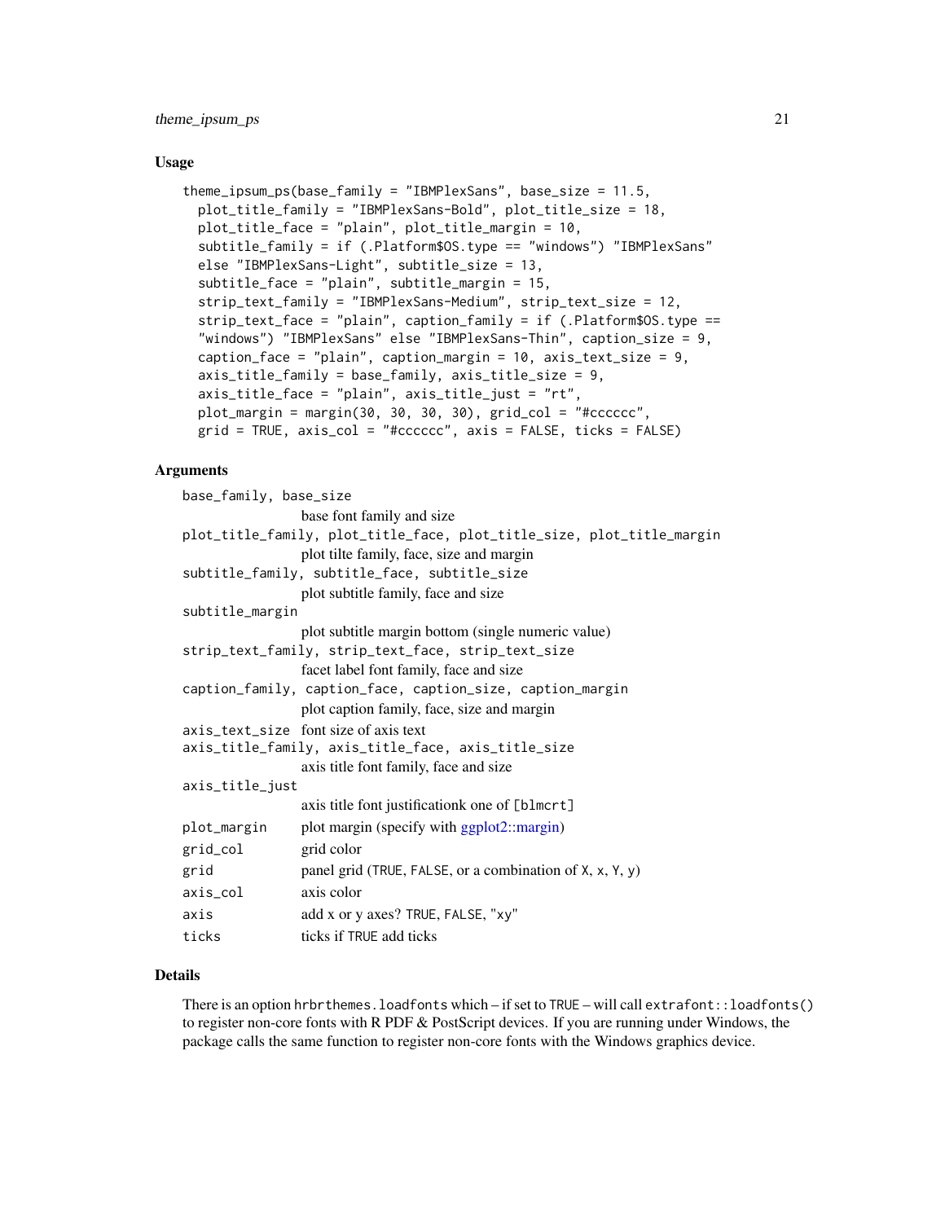### Usage

```
theme_ipsum_ps(base_family = "IBMPlexSans", base_size = 11.5,
  plot_title_family = "IBMPlexSans-Bold", plot_title_size = 18,
  plot_title_face = "plain", plot_title_margin = 10,
  subtitle_family = if (.Platform$OS.type == "windows") "IBMPlexSans"
  else "IBMPlexSans-Light", subtitle_size = 13,
  subtitle_face = "plain", subtitle_margin = 15,
  strip_text_family = "IBMPlexSans-Medium", strip_text_size = 12,
  strip_text_face = "plain", caption_family = if (.Platform$OS.type ==
  "windows") "IBMPlexSans" else "IBMPlexSans-Thin", caption_size = 9,
  caption_face = "plain", caption_margin = 10, axis_text_size = 9,
  axis_title_family = base_family, axis_title_size = 9,
  axis_title_face = "plain", axis_title_just = "rt",
  plot_margin = margin(30, 30, 30, 30), grid_col = "#cccccc",
  grid = TRUE, axis_col = "#cccccc", axis = FALSE, ticks = FALSE)
```

### Arguments

`base_family, base_size`
: base font family and size

`plot_title_family, plot_title_face, plot_title_size, plot_title_margin`
: plot tilte family, face, size and margin

`subtitle_family, subtitle_face, subtitle_size`
: plot subtitle family, face and size

`subtitle_margin`
: plot subtitle margin bottom (single numeric value)

`strip_text_family, strip_text_face, strip_text_size`
: facet label font family, face and size

`caption_family, caption_face, caption_size, caption_margin`
: plot caption family, face, size and margin

`axis_text_size`
: font size of axis text

`axis_title_family, axis_title_face, axis_title_size`
: axis title font family, face and size

`axis_title_just`
: axis title font justificationk one of `[blmcrt]`

`plot_margin`
: plot margin (specify with ggplot2::margin)

`grid_col`
: grid color

`grid`
: panel grid (`TRUE`, `FALSE`, or a combination of `X`, `x`, `Y`, `y`)

`axis_col`
: axis color

`axis`
: add x or y axes? `TRUE`, `FALSE`, `"xy"`

`ticks`
: ticks if `TRUE` add ticks

### Details

There is an option `hrbrthemes.loadfonts` which – if set to `TRUE` – will call `extrafont::loadfonts()` to register non-core fonts with R PDF & PostScript devices. If you are running under Windows, the package calls the same function to register non-core fonts with the Windows graphics device.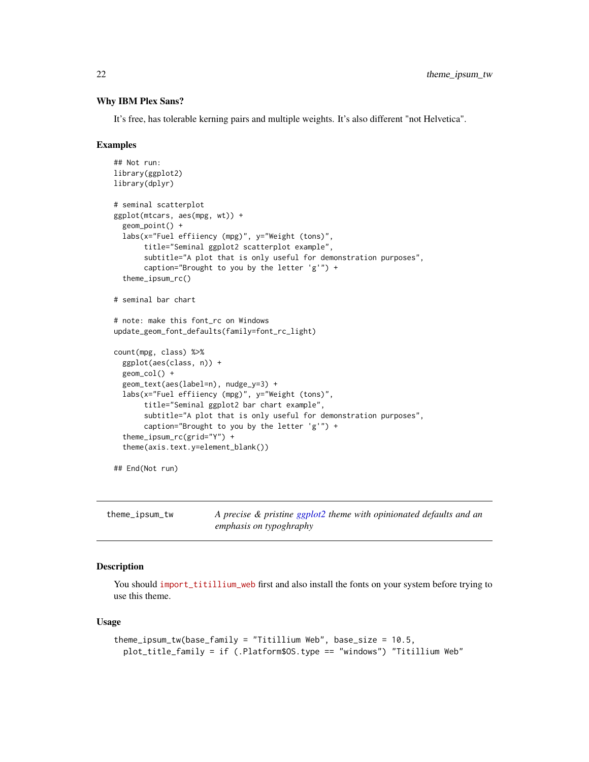### Why IBM Plex Sans?

It's free, has tolerable kerning pairs and multiple weights. It's also different "not Helvetica".

### Examples

```
## Not run:
library(ggplot2)
library(dplyr)

# seminal scatterplot
ggplot(mtcars, aes(mpg, wt)) +
  geom_point() +
  labs(x="Fuel effiiency (mpg)", y="Weight (tons)",
       title="Seminal ggplot2 scatterplot example",
       subtitle="A plot that is only useful for demonstration purposes",
       caption="Brought to you by the letter 'g'") +
  theme_ipsum_rc()

# seminal bar chart

# note: make this font_rc on Windows
update_geom_font_defaults(family=font_rc_light)

count(mpg, class) %>%
  ggplot(aes(class, n)) +
  geom_col() +
  geom_text(aes(label=n), nudge_y=3) +
  labs(x="Fuel effiiency (mpg)", y="Weight (tons)",
       title="Seminal ggplot2 bar chart example",
       subtitle="A plot that is only useful for demonstration purposes",
       caption="Brought to you by the letter 'g'") +
  theme_ipsum_rc(grid="Y") +
  theme(axis.text.y=element_blank())

## End(Not run)
```

---

## theme_ipsum_tw

*A precise & pristine ggplot2 theme with opinionated defaults and an emphasis on typoghraphy*

---

### Description

You should import_titillium_web first and also install the fonts on your system before trying to use this theme.

### Usage

```
theme_ipsum_tw(base_family = "Titillium Web", base_size = 10.5,
  plot_title_family = if (.Platform$OS.type == "windows") "Titillium Web"
```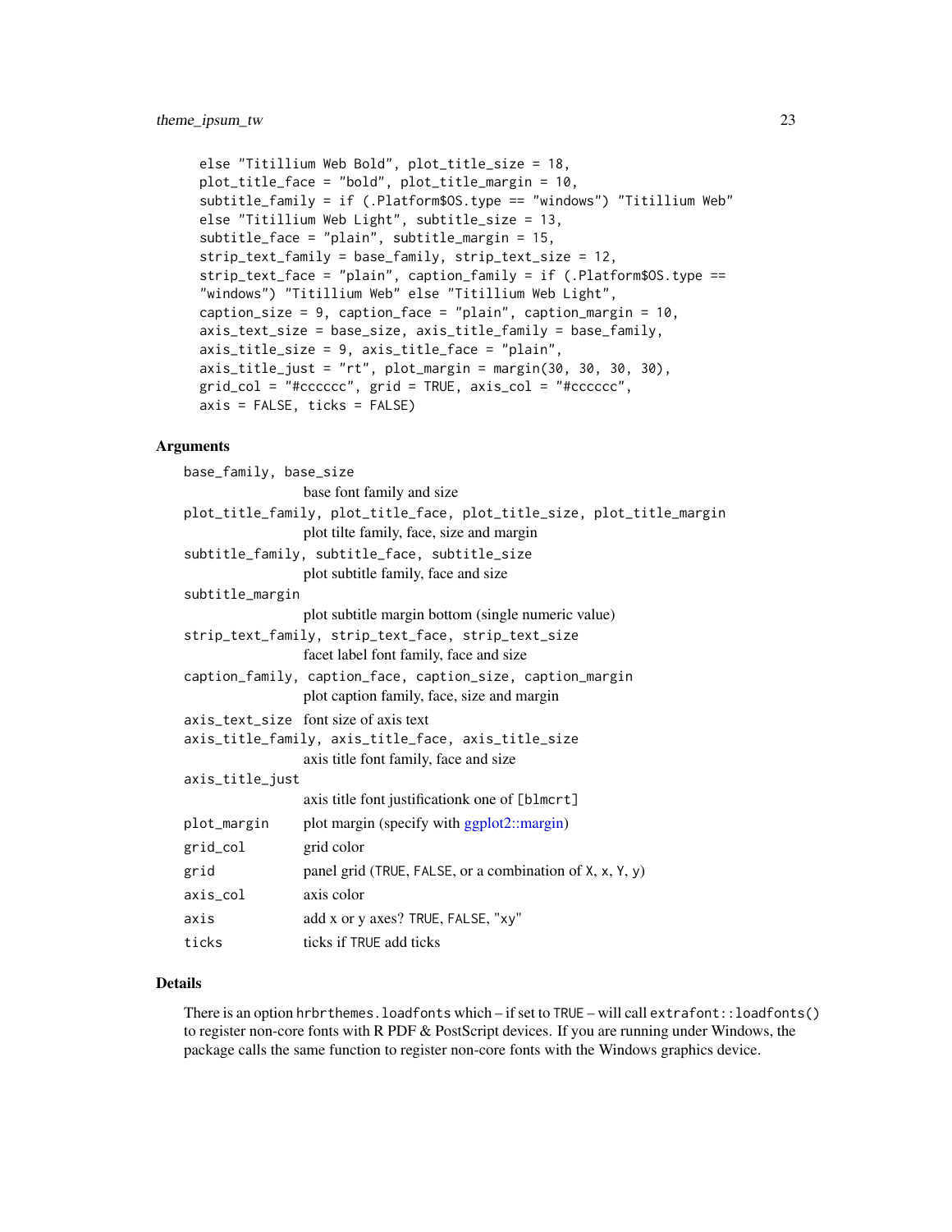```
else "Titillium Web Bold", plot_title_size = 18,
plot_title_face = "bold", plot_title_margin = 10,
subtitle_family = if (.Platform$OS.type == "windows") "Titillium Web"
else "Titillium Web Light", subtitle_size = 13,
subtitle_face = "plain", subtitle_margin = 15,
strip_text_family = base_family, strip_text_size = 12,
strip_text_face = "plain", caption_family = if (.Platform$OS.type ==
"windows") "Titillium Web" else "Titillium Web Light",
caption_size = 9, caption_face = "plain", caption_margin = 10,
axis_text_size = base_size, axis_title_family = base_family,
axis_title_size = 9, axis_title_face = "plain",
axis_title_just = "rt", plot_margin = margin(30, 30, 30, 30),
grid_col = "#cccccc", grid = TRUE, axis_col = "#cccccc",
axis = FALSE, ticks = FALSE)
```

### Arguments

`base_family, base_size`
: base font family and size

`plot_title_family, plot_title_face, plot_title_size, plot_title_margin`
: plot tilte family, face, size and margin

`subtitle_family, subtitle_face, subtitle_size`
: plot subtitle family, face and size

`subtitle_margin`
: plot subtitle margin bottom (single numeric value)

`strip_text_family, strip_text_face, strip_text_size`
: facet label font family, face and size

`caption_family, caption_face, caption_size, caption_margin`
: plot caption family, face, size and margin

`axis_text_size`
: font size of axis text

`axis_title_family, axis_title_face, axis_title_size`
: axis title font family, face and size

`axis_title_just`
: axis title font justificationk one of `[blmcrt]`

`plot_margin`
: plot margin (specify with ggplot2::margin)

`grid_col`
: grid color

`grid`
: panel grid (`TRUE`, `FALSE`, or a combination of `X`, `x`, `Y`, `y`)

`axis_col`
: axis color

`axis`
: add x or y axes? `TRUE`, `FALSE`, `"xy"`

`ticks`
: ticks if `TRUE` add ticks

### Details

There is an option `hrbrthemes.loadfonts` which – if set to `TRUE` – will call `extrafont::loadfonts()` to register non-core fonts with R PDF & PostScript devices. If you are running under Windows, the package calls the same function to register non-core fonts with the Windows graphics device.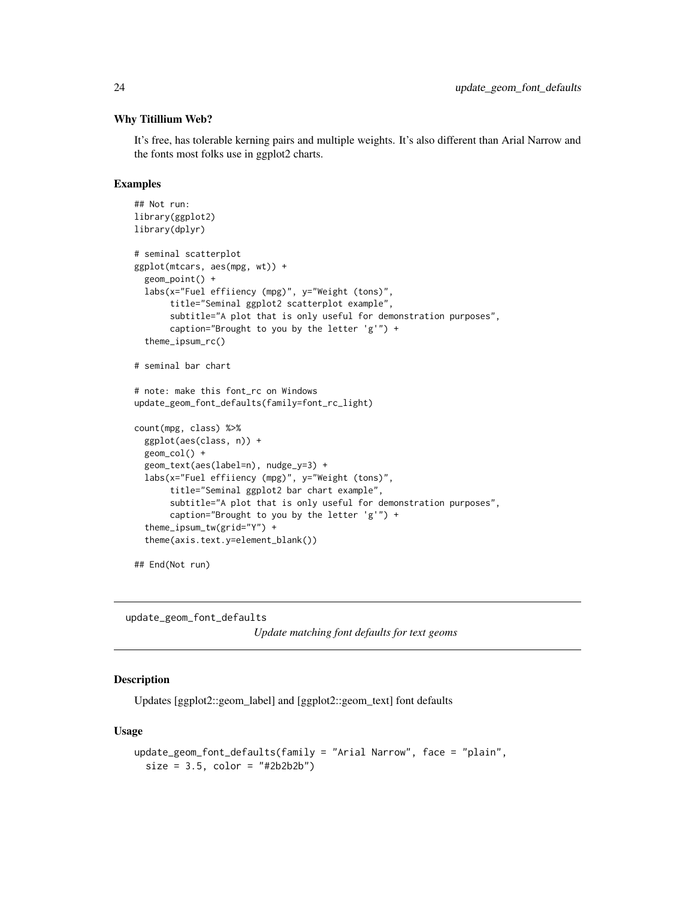### Why Titillium Web?

It's free, has tolerable kerning pairs and multiple weights. It's also different than Arial Narrow and the fonts most folks use in ggplot2 charts.

### Examples

```
## Not run:
library(ggplot2)
library(dplyr)

# seminal scatterplot
ggplot(mtcars, aes(mpg, wt)) +
  geom_point() +
  labs(x="Fuel effiiency (mpg)", y="Weight (tons)",
       title="Seminal ggplot2 scatterplot example",
       subtitle="A plot that is only useful for demonstration purposes",
       caption="Brought to you by the letter 'g'") +
  theme_ipsum_rc()

# seminal bar chart

# note: make this font_rc on Windows
update_geom_font_defaults(family=font_rc_light)

count(mpg, class) %>%
  ggplot(aes(class, n)) +
  geom_col() +
  geom_text(aes(label=n), nudge_y=3) +
  labs(x="Fuel effiiency (mpg)", y="Weight (tons)",
       title="Seminal ggplot2 bar chart example",
       subtitle="A plot that is only useful for demonstration purposes",
       caption="Brought to you by the letter 'g'") +
  theme_ipsum_tw(grid="Y") +
  theme(axis.text.y=element_blank())

## End(Not run)
```

---

## update_geom_font_defaults

*Update matching font defaults for text geoms*

---

### Description

Updates [ggplot2::geom_label] and [ggplot2::geom_text] font defaults

### Usage

```
update_geom_font_defaults(family = "Arial Narrow", face = "plain",
  size = 3.5, color = "#2b2b2b")
```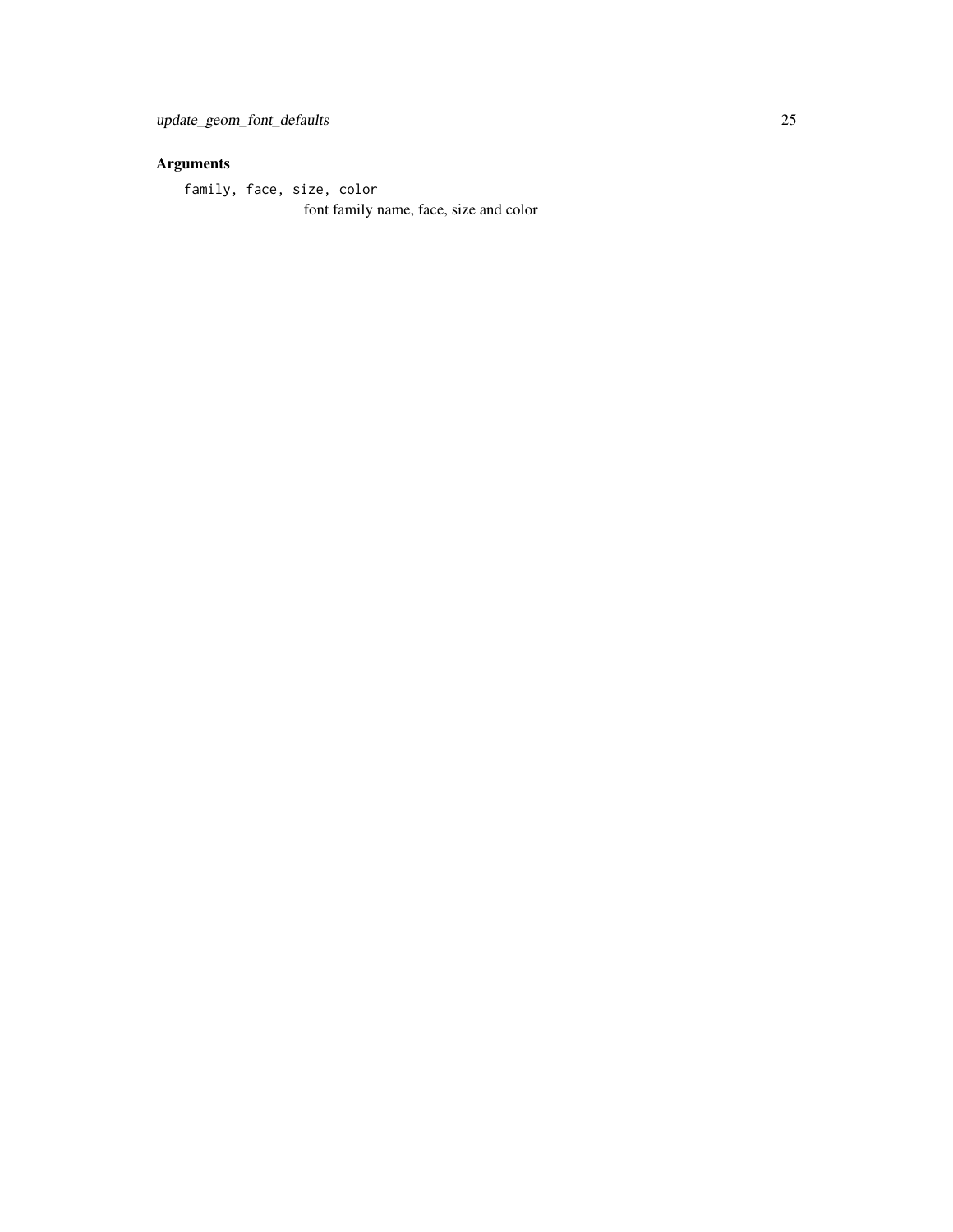## Arguments

`family, face, size, color`
font family name, face, size and color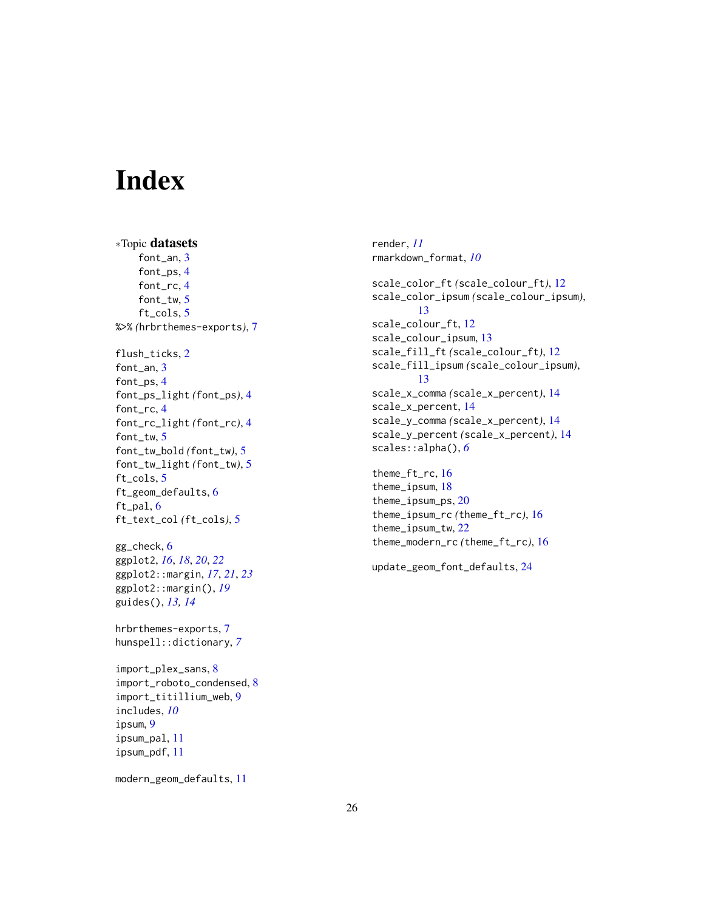# Index

∗Topic **datasets**
- font_an, 3
- font_ps, 4
- font_rc, 4
- font_tw, 5
- ft_cols, 5

%>% *(*hrbrthemes-exports*)*, 7

flush_ticks, 2
font_an, 3
font_ps, 4
font_ps_light *(*font_ps*)*, 4
font_rc, 4
font_rc_light *(*font_rc*)*, 4
font_tw, 5
font_tw_bold *(*font_tw*)*, 5
font_tw_light *(*font_tw*)*, 5
ft_cols, 5
ft_geom_defaults, 6
ft_pal, 6
ft_text_col *(*ft_cols*)*, 5

gg_check, 6
ggplot2, *16*, *18*, *20*, *22*
ggplot2::margin, *17*, *21*, *23*
ggplot2::margin(), *19*
guides(), *13, 14*

hrbrthemes-exports, 7
hunspell::dictionary, *7*

import_plex_sans, 8
import_roboto_condensed, 8
import_titillium_web, 9
includes, *10*
ipsum, 9
ipsum_pal, 11
ipsum_pdf, 11

modern_geom_defaults, 11

render, *11*
rmarkdown_format, *10*

scale_color_ft *(*scale_colour_ft*)*, 12
scale_color_ipsum *(*scale_colour_ipsum*)*, 13
scale_colour_ft, 12
scale_colour_ipsum, 13
scale_fill_ft *(*scale_colour_ft*)*, 12
scale_fill_ipsum *(*scale_colour_ipsum*)*, 13
scale_x_comma *(*scale_x_percent*)*, 14
scale_x_percent, 14
scale_y_comma *(*scale_x_percent*)*, 14
scale_y_percent *(*scale_x_percent*)*, 14
scales::alpha(), *6*

theme_ft_rc, 16
theme_ipsum, 18
theme_ipsum_ps, 20
theme_ipsum_rc *(*theme_ft_rc*)*, 16
theme_ipsum_tw, 22
theme_modern_rc *(*theme_ft_rc*)*, 16

update_geom_font_defaults, 24